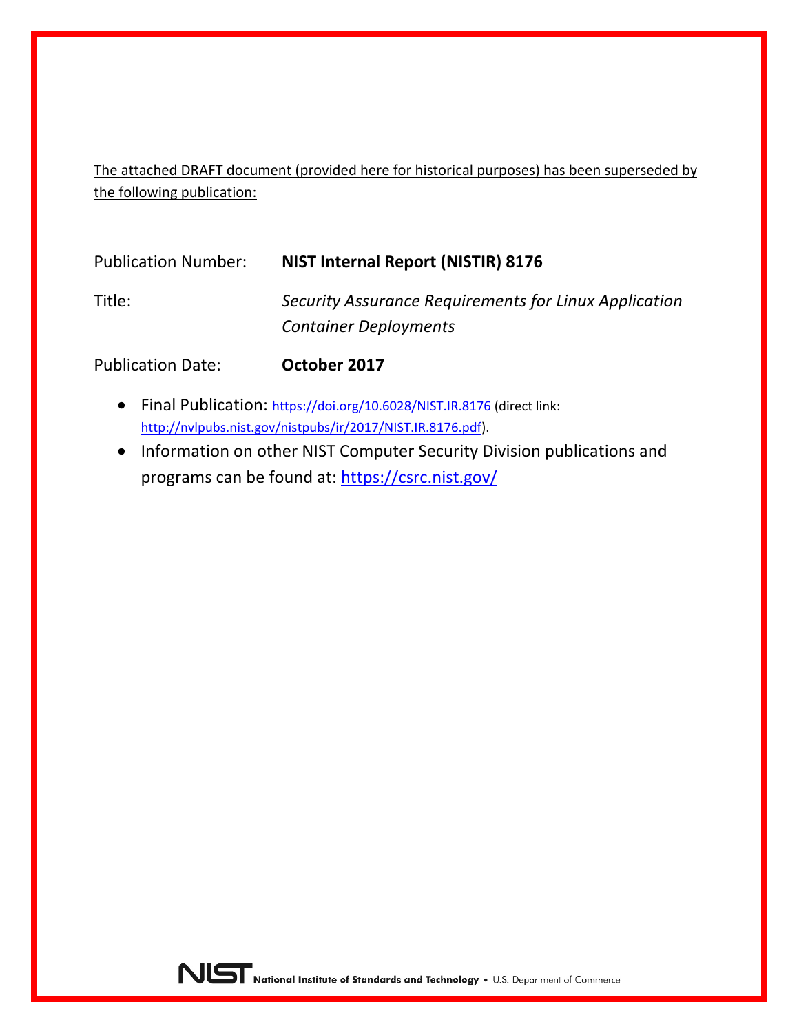The attached DRAFT document (provided here for historical purposes) has been superseded by the following publication:

| | |
|---|---|
| Publication Number: | **NIST Internal Report (NISTIR) 8176** |
| Title: | *Security Assurance Requirements for Linux Application Container Deployments* |
| Publication Date: | **October 2017** |

- Final Publication: https://doi.org/10.6028/NIST.IR.8176 (direct link: http://nvlpubs.nist.gov/nistpubs/ir/2017/NIST.IR.8176.pdf).
- Information on other NIST Computer Security Division publications and programs can be found at: https://csrc.nist.gov/

NIST National Institute of Standards and Technology • U.S. Department of Commerce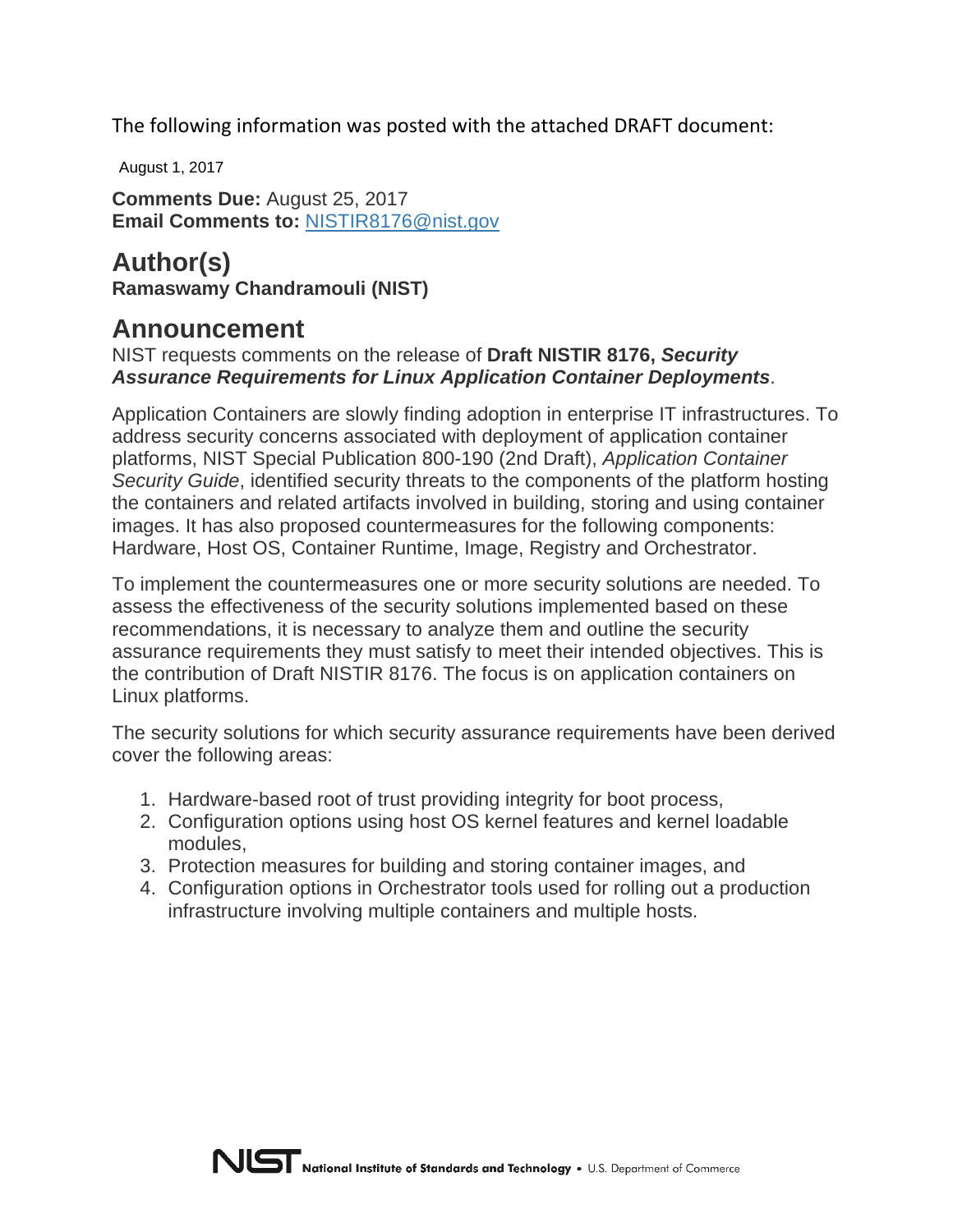The following information was posted with the attached DRAFT document:

August 1, 2017

**Comments Due:** August 25, 2017
**Email Comments to:** NISTIR8176@nist.gov

## Author(s)

**Ramaswamy Chandramouli (NIST)**

## Announcement

NIST requests comments on the release of **Draft NISTIR 8176, *Security Assurance Requirements for Linux Application Container Deployments***.

Application Containers are slowly finding adoption in enterprise IT infrastructures. To address security concerns associated with deployment of application container platforms, NIST Special Publication 800-190 (2nd Draft), *Application Container Security Guide*, identified security threats to the components of the platform hosting the containers and related artifacts involved in building, storing and using container images. It has also proposed countermeasures for the following components: Hardware, Host OS, Container Runtime, Image, Registry and Orchestrator.

To implement the countermeasures one or more security solutions are needed. To assess the effectiveness of the security solutions implemented based on these recommendations, it is necessary to analyze them and outline the security assurance requirements they must satisfy to meet their intended objectives. This is the contribution of Draft NISTIR 8176. The focus is on application containers on Linux platforms.

The security solutions for which security assurance requirements have been derived cover the following areas:

1. Hardware-based root of trust providing integrity for boot process,
2. Configuration options using host OS kernel features and kernel loadable modules,
3. Protection measures for building and storing container images, and
4. Configuration options in Orchestrator tools used for rolling out a production infrastructure involving multiple containers and multiple hosts.

**NIST** National Institute of Standards and Technology • U.S. Department of Commerce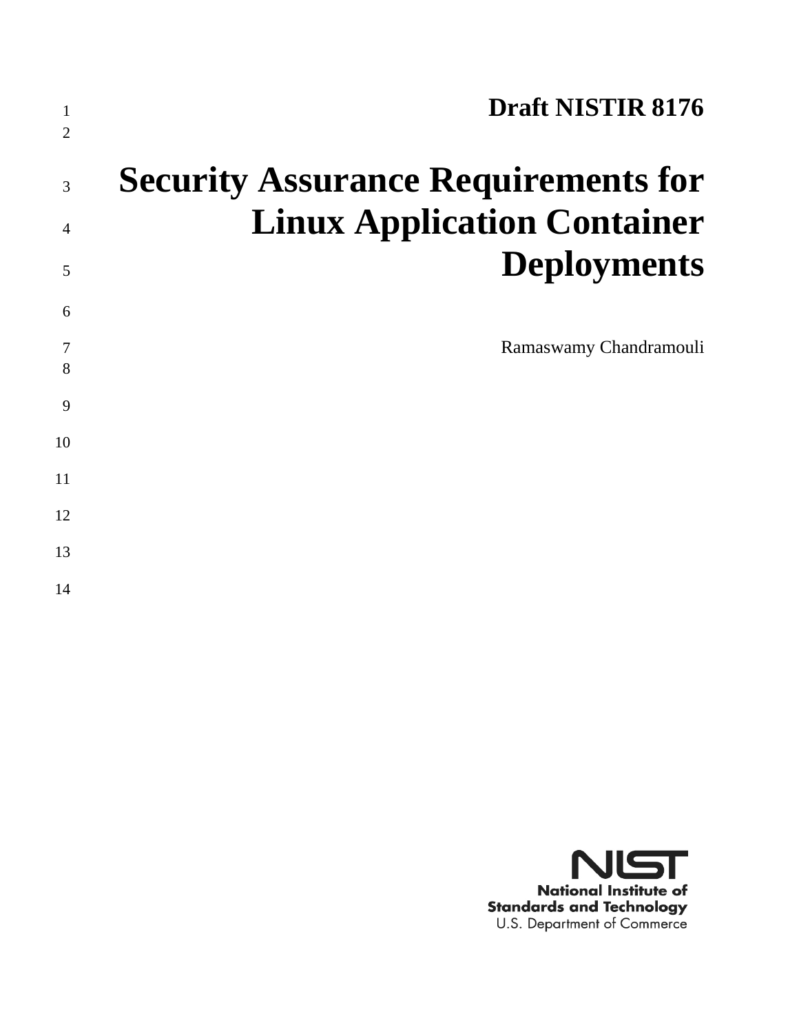**Draft NISTIR 8176**

# Security Assurance Requirements for Linux Application Container Deployments

Ramaswamy Chandramouli

National Institute of Standards and Technology
U.S. Department of Commerce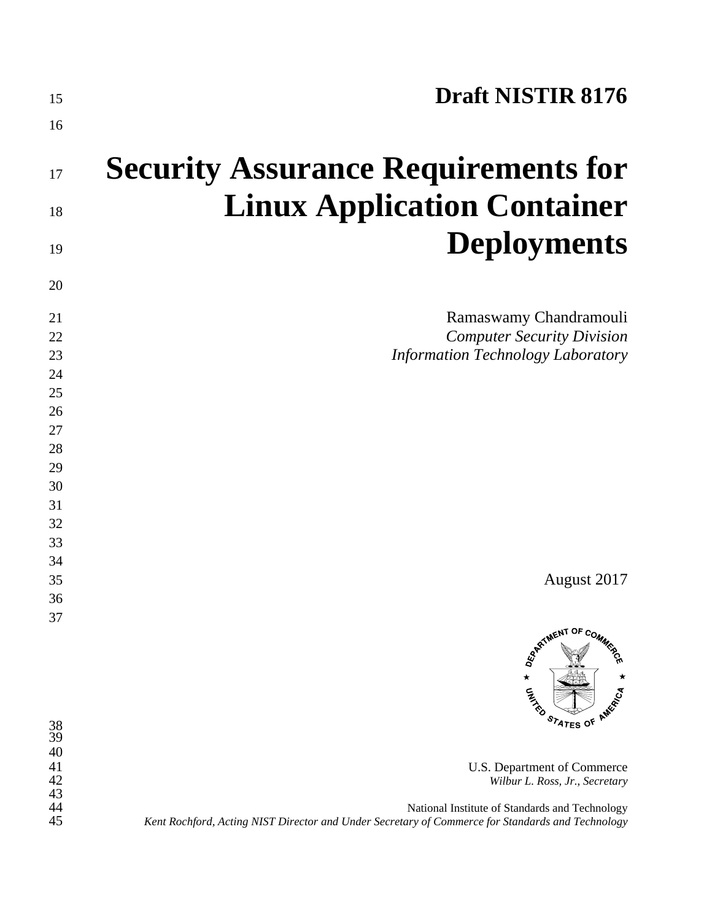**Draft NISTIR 8176**

# Security Assurance Requirements for Linux Application Container Deployments

Ramaswamy Chandramouli
*Computer Security Division*
*Information Technology Laboratory*

August 2017

U.S. Department of Commerce
*Wilbur L. Ross, Jr., Secretary*

National Institute of Standards and Technology
*Kent Rochford, Acting NIST Director and Under Secretary of Commerce for Standards and Technology*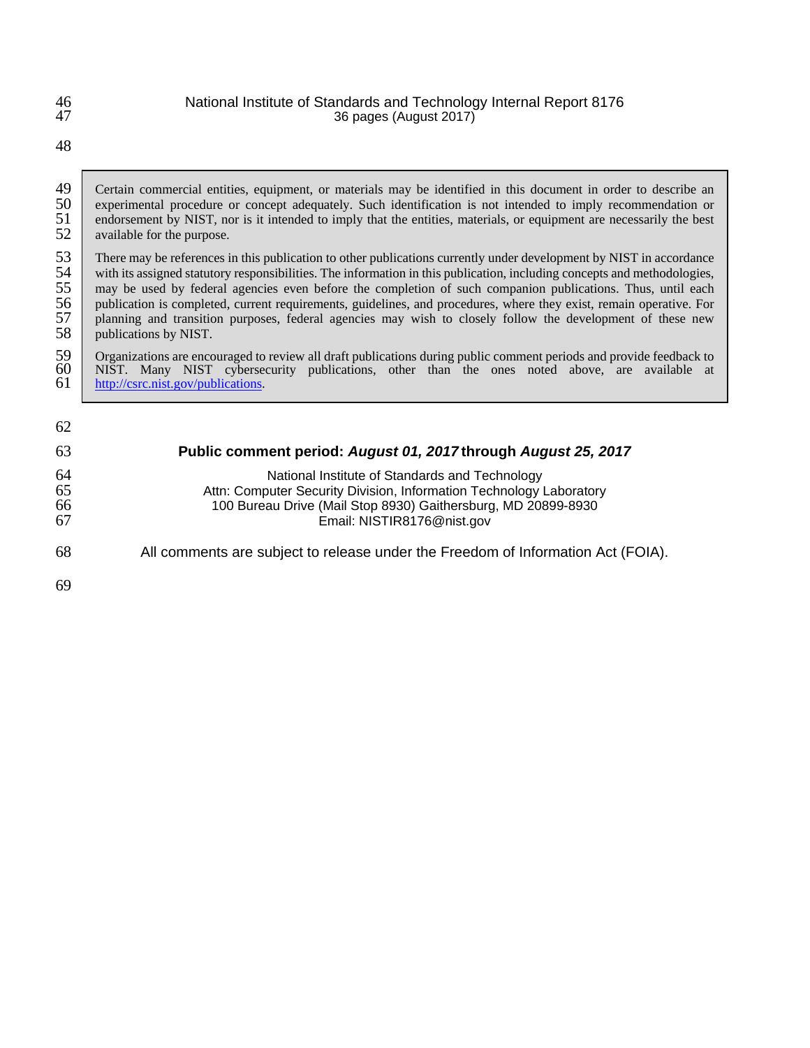National Institute of Standards and Technology Internal Report 8176
36 pages (August 2017)

Certain commercial entities, equipment, or materials may be identified in this document in order to describe an experimental procedure or concept adequately. Such identification is not intended to imply recommendation or endorsement by NIST, nor is it intended to imply that the entities, materials, or equipment are necessarily the best available for the purpose.

There may be references in this publication to other publications currently under development by NIST in accordance with its assigned statutory responsibilities. The information in this publication, including concepts and methodologies, may be used by federal agencies even before the completion of such companion publications. Thus, until each publication is completed, current requirements, guidelines, and procedures, where they exist, remain operative. For planning and transition purposes, federal agencies may wish to closely follow the development of these new publications by NIST.

Organizations are encouraged to review all draft publications during public comment periods and provide feedback to NIST. Many NIST cybersecurity publications, other than the ones noted above, are available at http://csrc.nist.gov/publications.

**Public comment period:** ***August 01, 2017*** **through** ***August 25, 2017***

National Institute of Standards and Technology
Attn: Computer Security Division, Information Technology Laboratory
100 Bureau Drive (Mail Stop 8930) Gaithersburg, MD 20899-8930
Email: NISTIR8176@nist.gov

All comments are subject to release under the Freedom of Information Act (FOIA).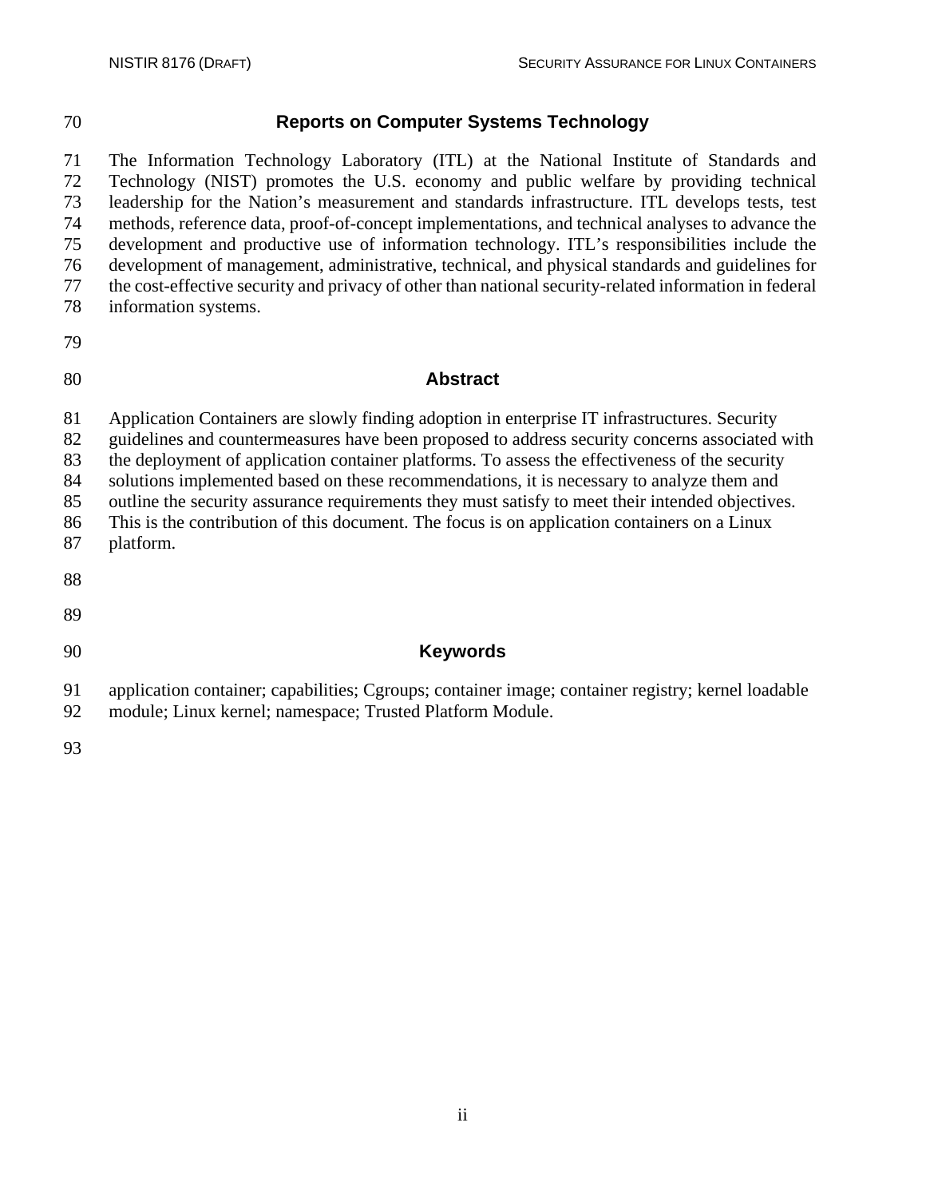## Reports on Computer Systems Technology

The Information Technology Laboratory (ITL) at the National Institute of Standards and Technology (NIST) promotes the U.S. economy and public welfare by providing technical leadership for the Nation's measurement and standards infrastructure. ITL develops tests, test methods, reference data, proof-of-concept implementations, and technical analyses to advance the development and productive use of information technology. ITL's responsibilities include the development of management, administrative, technical, and physical standards and guidelines for the cost-effective security and privacy of other than national security-related information in federal information systems.

## Abstract

Application Containers are slowly finding adoption in enterprise IT infrastructures. Security guidelines and countermeasures have been proposed to address security concerns associated with the deployment of application container platforms. To assess the effectiveness of the security solutions implemented based on these recommendations, it is necessary to analyze them and outline the security assurance requirements they must satisfy to meet their intended objectives. This is the contribution of this document. The focus is on application containers on a Linux platform.

## Keywords

application container; capabilities; Cgroups; container image; container registry; kernel loadable module; Linux kernel; namespace; Trusted Platform Module.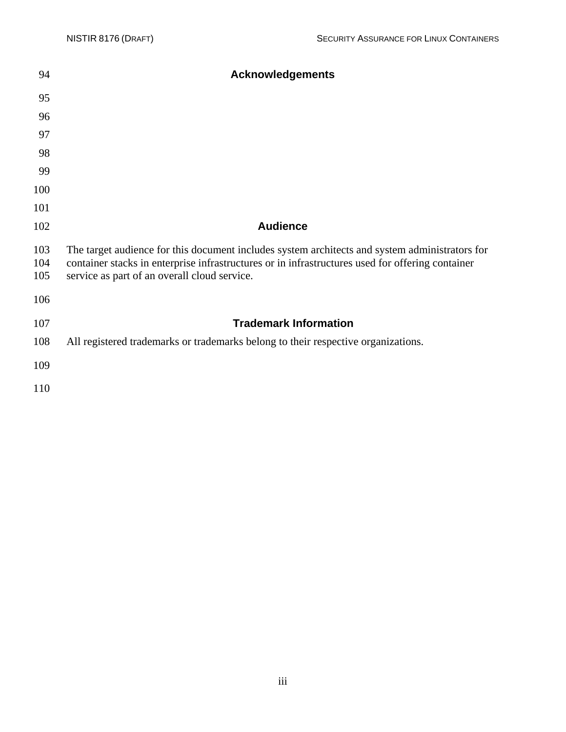## Acknowledgements

## Audience

The target audience for this document includes system architects and system administrators for container stacks in enterprise infrastructures or in infrastructures used for offering container service as part of an overall cloud service.

## Trademark Information

All registered trademarks or trademarks belong to their respective organizations.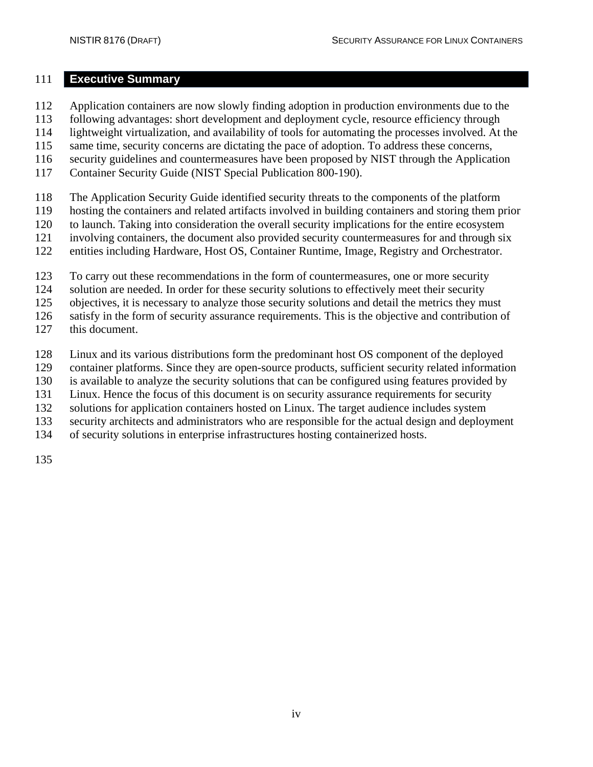# Executive Summary

Application containers are now slowly finding adoption in production environments due to the following advantages: short development and deployment cycle, resource efficiency through lightweight virtualization, and availability of tools for automating the processes involved. At the same time, security concerns are dictating the pace of adoption. To address these concerns, security guidelines and countermeasures have been proposed by NIST through the Application Container Security Guide (NIST Special Publication 800-190).

The Application Security Guide identified security threats to the components of the platform hosting the containers and related artifacts involved in building containers and storing them prior to launch. Taking into consideration the overall security implications for the entire ecosystem involving containers, the document also provided security countermeasures for and through six entities including Hardware, Host OS, Container Runtime, Image, Registry and Orchestrator.

To carry out these recommendations in the form of countermeasures, one or more security solution are needed. In order for these security solutions to effectively meet their security objectives, it is necessary to analyze those security solutions and detail the metrics they must satisfy in the form of security assurance requirements. This is the objective and contribution of this document.

Linux and its various distributions form the predominant host OS component of the deployed container platforms. Since they are open-source products, sufficient security related information is available to analyze the security solutions that can be configured using features provided by Linux. Hence the focus of this document is on security assurance requirements for security solutions for application containers hosted on Linux. The target audience includes system security architects and administrators who are responsible for the actual design and deployment of security solutions in enterprise infrastructures hosting containerized hosts.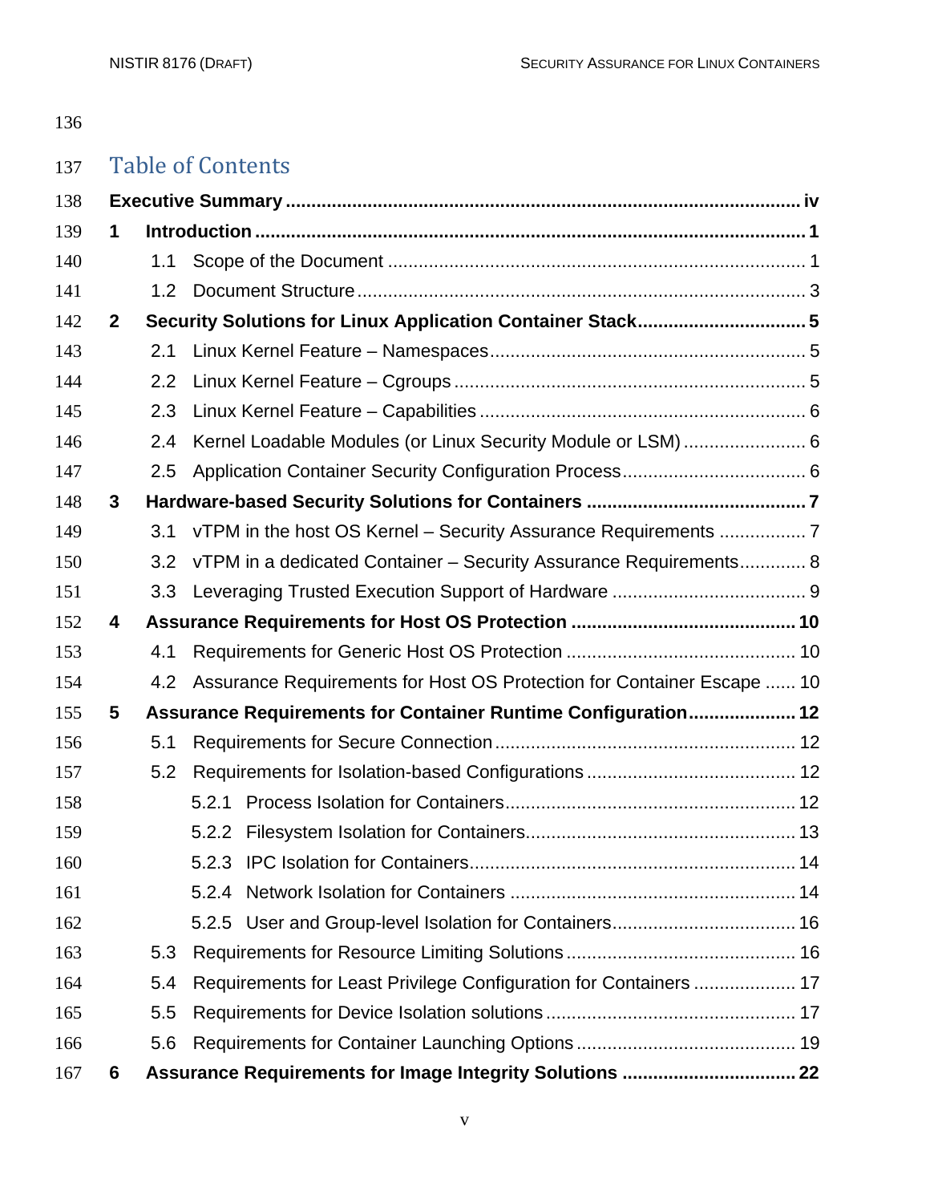# Table of Contents

**Executive Summary .................................................................................................... iv**

**1 Introduction ........................................................................................................... 1**

- 1.1 Scope of the Document .................................................................................. 1
- 1.2 Document Structure ........................................................................................ 3

**2 Security Solutions for Linux Application Container Stack ................................. 5**

- 2.1 Linux Kernel Feature – Namespaces .............................................................. 5
- 2.2 Linux Kernel Feature – Cgroups ..................................................................... 5
- 2.3 Linux Kernel Feature – Capabilities ................................................................ 6
- 2.4 Kernel Loadable Modules (or Linux Security Module or LSM) ........................ 6
- 2.5 Application Container Security Configuration Process .................................... 6

**3 Hardware-based Security Solutions for Containers ........................................... 7**

- 3.1 vTPM in the host OS Kernel – Security Assurance Requirements ................. 7
- 3.2 vTPM in a dedicated Container – Security Assurance Requirements ............. 8
- 3.3 Leveraging Trusted Execution Support of Hardware ...................................... 9

**4 Assurance Requirements for Host OS Protection ............................................ 10**

- 4.1 Requirements for Generic Host OS Protection ............................................. 10
- 4.2 Assurance Requirements for Host OS Protection for Container Escape ...... 10

**5 Assurance Requirements for Container Runtime Configuration ..................... 12**

- 5.1 Requirements for Secure Connection ........................................................... 12
- 5.2 Requirements for Isolation-based Configurations ......................................... 12
  - 5.2.1 Process Isolation for Containers ......................................................... 12
  - 5.2.2 Filesystem Isolation for Containers ..................................................... 13
  - 5.2.3 IPC Isolation for Containers ................................................................ 14
  - 5.2.4 Network Isolation for Containers ........................................................ 14
  - 5.2.5 User and Group-level Isolation for Containers .................................... 16
- 5.3 Requirements for Resource Limiting Solutions ............................................. 16
- 5.4 Requirements for Least Privilege Configuration for Containers .................... 17
- 5.5 Requirements for Device Isolation solutions ................................................. 17
- 5.6 Requirements for Container Launching Options ........................................... 19

**6 Assurance Requirements for Image Integrity Solutions .................................. 22**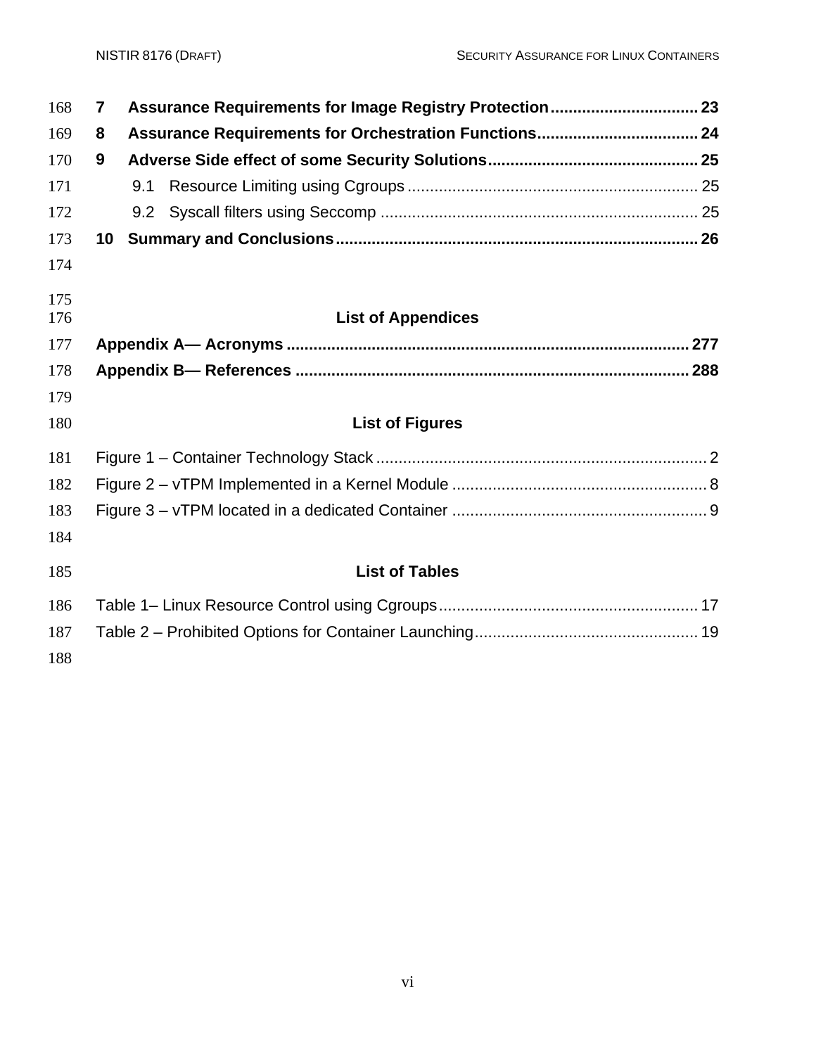**7 Assurance Requirements for Image Registry Protection ................................ 23**

**8 Assurance Requirements for Orchestration Functions ................................... 24**

**9 Adverse Side effect of some Security Solutions .............................................. 25**

9.1 Resource Limiting using Cgroups ................................................................ 25

9.2 Syscall filters using Seccomp ....................................................................... 25

**10 Summary and Conclusions ............................................................................... 26**

## List of Appendices

**Appendix A— Acronyms ........................................................................................ 277**

**Appendix B— References ...................................................................................... 288**

## List of Figures

Figure 1 – Container Technology Stack .......................................................................... 2

Figure 2 – vTPM Implemented in a Kernel Module ......................................................... 8

Figure 3 – vTPM located in a dedicated Container ......................................................... 9

## List of Tables

Table 1– Linux Resource Control using Cgroups .......................................................... 17

Table 2 – Prohibited Options for Container Launching .................................................. 19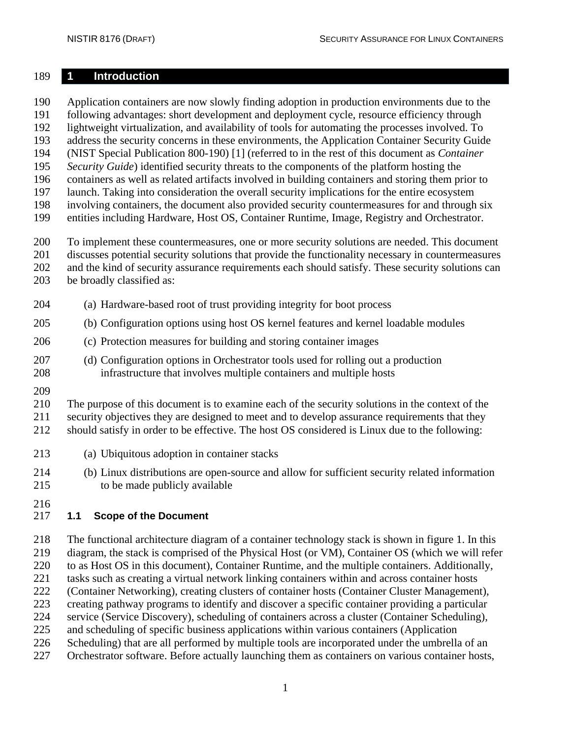# 1 Introduction

Application containers are now slowly finding adoption in production environments due to the following advantages: short development and deployment cycle, resource efficiency through lightweight virtualization, and availability of tools for automating the processes involved. To address the security concerns in these environments, the Application Container Security Guide (NIST Special Publication 800-190) [1] (referred to in the rest of this document as *Container Security Guide*) identified security threats to the components of the platform hosting the containers as well as related artifacts involved in building containers and storing them prior to launch. Taking into consideration the overall security implications for the entire ecosystem involving containers, the document also provided security countermeasures for and through six entities including Hardware, Host OS, Container Runtime, Image, Registry and Orchestrator.

To implement these countermeasures, one or more security solutions are needed. This document discusses potential security solutions that provide the functionality necessary in countermeasures and the kind of security assurance requirements each should satisfy. These security solutions can be broadly classified as:

(a) Hardware-based root of trust providing integrity for boot process

(b) Configuration options using host OS kernel features and kernel loadable modules

(c) Protection measures for building and storing container images

(d) Configuration options in Orchestrator tools used for rolling out a production infrastructure that involves multiple containers and multiple hosts

The purpose of this document is to examine each of the security solutions in the context of the security objectives they are designed to meet and to develop assurance requirements that they should satisfy in order to be effective. The host OS considered is Linux due to the following:

(a) Ubiquitous adoption in container stacks

(b) Linux distributions are open-source and allow for sufficient security related information to be made publicly available

## 1.1 Scope of the Document

The functional architecture diagram of a container technology stack is shown in figure 1. In this diagram, the stack is comprised of the Physical Host (or VM), Container OS (which we will refer to as Host OS in this document), Container Runtime, and the multiple containers. Additionally, tasks such as creating a virtual network linking containers within and across container hosts (Container Networking), creating clusters of container hosts (Container Cluster Management), creating pathway programs to identify and discover a specific container providing a particular service (Service Discovery), scheduling of containers across a cluster (Container Scheduling), and scheduling of specific business applications within various containers (Application Scheduling) that are all performed by multiple tools are incorporated under the umbrella of an Orchestrator software. Before actually launching them as containers on various container hosts,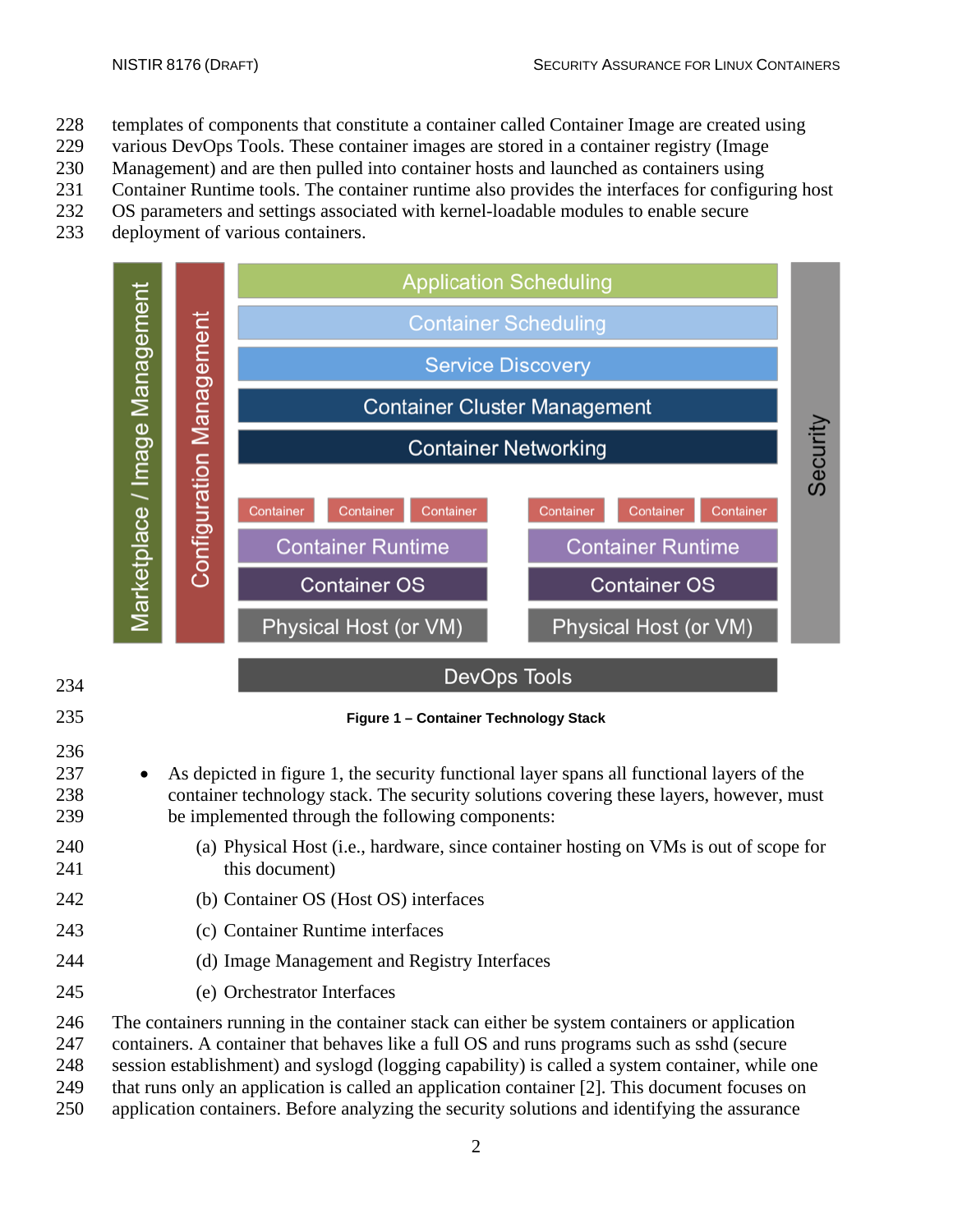templates of components that constitute a container called Container Image are created using various DevOps Tools. These container images are stored in a container registry (Image Management) and are then pulled into container hosts and launched as containers using Container Runtime tools. The container runtime also provides the interfaces for configuring host OS parameters and settings associated with kernel-loadable modules to enable secure deployment of various containers.

**Figure 1 – Container Technology Stack**

- As depicted in figure 1, the security functional layer spans all functional layers of the container technology stack. The security solutions covering these layers, however, must be implemented through the following components:
  - (a) Physical Host (i.e., hardware, since container hosting on VMs is out of scope for this document)
  - (b) Container OS (Host OS) interfaces
  - (c) Container Runtime interfaces
  - (d) Image Management and Registry Interfaces
  - (e) Orchestrator Interfaces

The containers running in the container stack can either be system containers or application containers. A container that behaves like a full OS and runs programs such as sshd (secure session establishment) and syslogd (logging capability) is called a system container, while one that runs only an application is called an application container [2]. This document focuses on application containers. Before analyzing the security solutions and identifying the assurance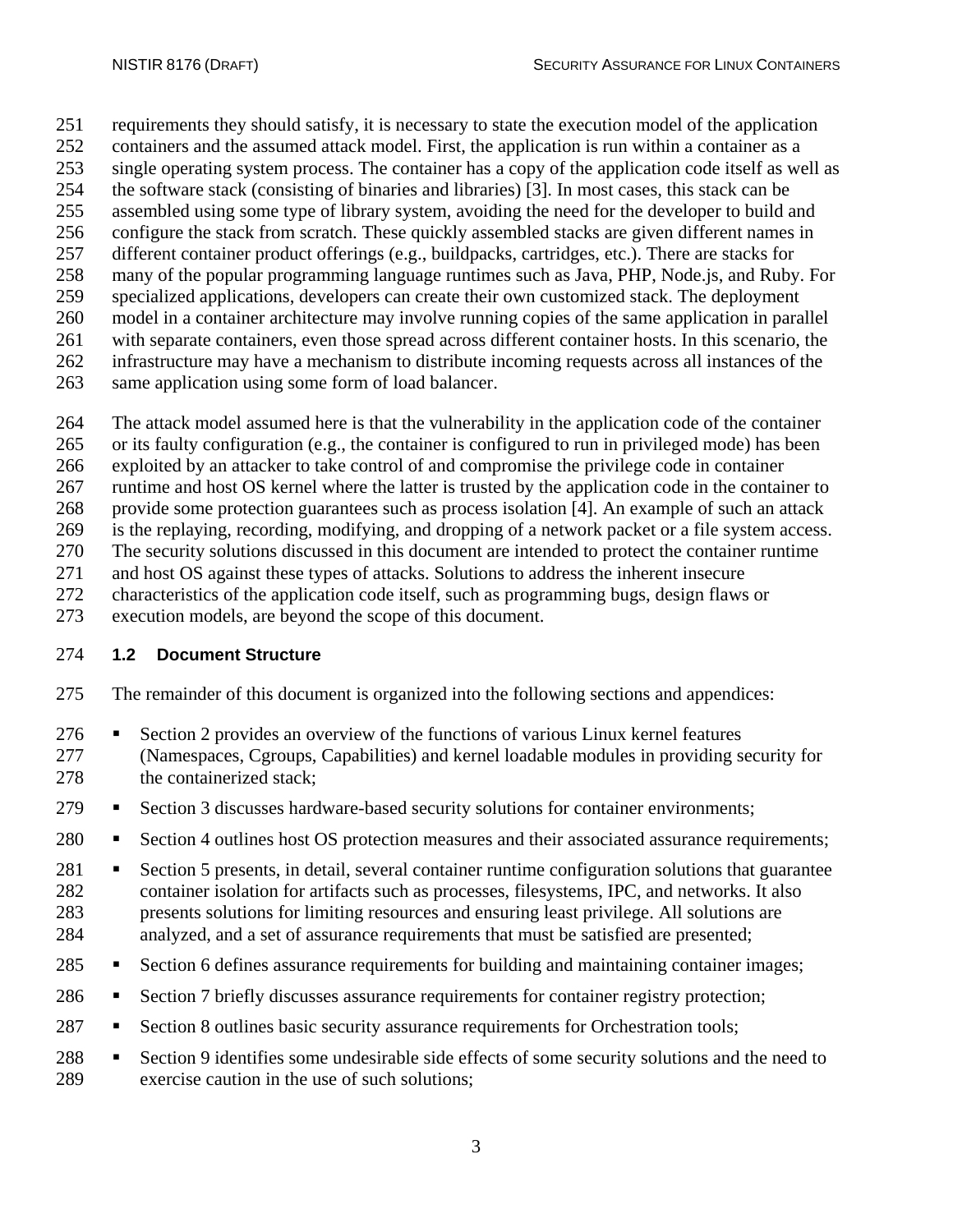requirements they should satisfy, it is necessary to state the execution model of the application containers and the assumed attack model. First, the application is run within a container as a single operating system process. The container has a copy of the application code itself as well as the software stack (consisting of binaries and libraries) [3]. In most cases, this stack can be assembled using some type of library system, avoiding the need for the developer to build and configure the stack from scratch. These quickly assembled stacks are given different names in different container product offerings (e.g., buildpacks, cartridges, etc.). There are stacks for many of the popular programming language runtimes such as Java, PHP, Node.js, and Ruby. For specialized applications, developers can create their own customized stack. The deployment model in a container architecture may involve running copies of the same application in parallel with separate containers, even those spread across different container hosts. In this scenario, the infrastructure may have a mechanism to distribute incoming requests across all instances of the same application using some form of load balancer.

The attack model assumed here is that the vulnerability in the application code of the container or its faulty configuration (e.g., the container is configured to run in privileged mode) has been exploited by an attacker to take control of and compromise the privilege code in container runtime and host OS kernel where the latter is trusted by the application code in the container to provide some protection guarantees such as process isolation [4]. An example of such an attack is the replaying, recording, modifying, and dropping of a network packet or a file system access. The security solutions discussed in this document are intended to protect the container runtime and host OS against these types of attacks. Solutions to address the inherent insecure characteristics of the application code itself, such as programming bugs, design flaws or execution models, are beyond the scope of this document.

## 1.2 Document Structure

The remainder of this document is organized into the following sections and appendices:

- Section 2 provides an overview of the functions of various Linux kernel features (Namespaces, Cgroups, Capabilities) and kernel loadable modules in providing security for the containerized stack;
- Section 3 discusses hardware-based security solutions for container environments;
- Section 4 outlines host OS protection measures and their associated assurance requirements;
- Section 5 presents, in detail, several container runtime configuration solutions that guarantee container isolation for artifacts such as processes, filesystems, IPC, and networks. It also presents solutions for limiting resources and ensuring least privilege. All solutions are analyzed, and a set of assurance requirements that must be satisfied are presented;
- Section 6 defines assurance requirements for building and maintaining container images;
- Section 7 briefly discusses assurance requirements for container registry protection;
- Section 8 outlines basic security assurance requirements for Orchestration tools;
- Section 9 identifies some undesirable side effects of some security solutions and the need to exercise caution in the use of such solutions;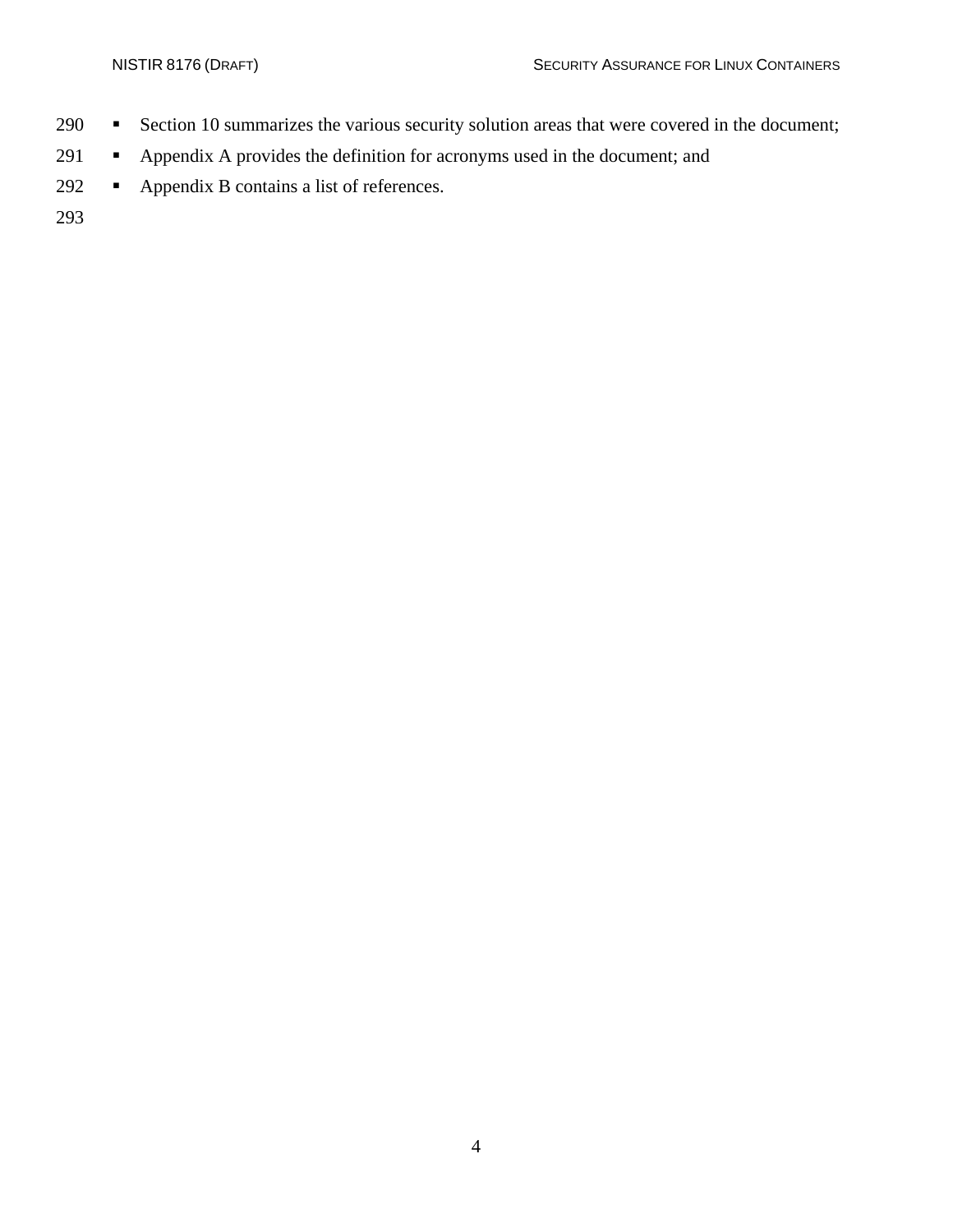- Section 10 summarizes the various security solution areas that were covered in the document;
- Appendix A provides the definition for acronyms used in the document; and
- Appendix B contains a list of references.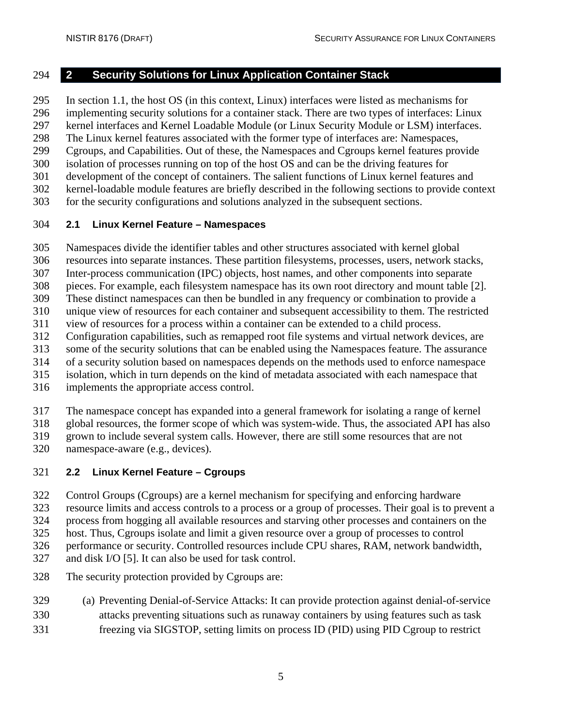# 2 Security Solutions for Linux Application Container Stack

In section 1.1, the host OS (in this context, Linux) interfaces were listed as mechanisms for implementing security solutions for a container stack. There are two types of interfaces: Linux kernel interfaces and Kernel Loadable Module (or Linux Security Module or LSM) interfaces. The Linux kernel features associated with the former type of interfaces are: Namespaces, Cgroups, and Capabilities. Out of these, the Namespaces and Cgroups kernel features provide isolation of processes running on top of the host OS and can be the driving features for development of the concept of containers. The salient functions of Linux kernel features and kernel-loadable module features are briefly described in the following sections to provide context for the security configurations and solutions analyzed in the subsequent sections.

## 2.1 Linux Kernel Feature – Namespaces

Namespaces divide the identifier tables and other structures associated with kernel global resources into separate instances. These partition filesystems, processes, users, network stacks, Inter-process communication (IPC) objects, host names, and other components into separate pieces. For example, each filesystem namespace has its own root directory and mount table [2]. These distinct namespaces can then be bundled in any frequency or combination to provide a unique view of resources for each container and subsequent accessibility to them. The restricted view of resources for a process within a container can be extended to a child process. Configuration capabilities, such as remapped root file systems and virtual network devices, are some of the security solutions that can be enabled using the Namespaces feature. The assurance of a security solution based on namespaces depends on the methods used to enforce namespace isolation, which in turn depends on the kind of metadata associated with each namespace that implements the appropriate access control.

The namespace concept has expanded into a general framework for isolating a range of kernel global resources, the former scope of which was system-wide. Thus, the associated API has also grown to include several system calls. However, there are still some resources that are not namespace-aware (e.g., devices).

## 2.2 Linux Kernel Feature – Cgroups

Control Groups (Cgroups) are a kernel mechanism for specifying and enforcing hardware resource limits and access controls to a process or a group of processes. Their goal is to prevent a process from hogging all available resources and starving other processes and containers on the host. Thus, Cgroups isolate and limit a given resource over a group of processes to control performance or security. Controlled resources include CPU shares, RAM, network bandwidth, and disk I/O [5]. It can also be used for task control.

The security protection provided by Cgroups are:

(a) Preventing Denial-of-Service Attacks: It can provide protection against denial-of-service attacks preventing situations such as runaway containers by using features such as task freezing via SIGSTOP, setting limits on process ID (PID) using PID Cgroup to restrict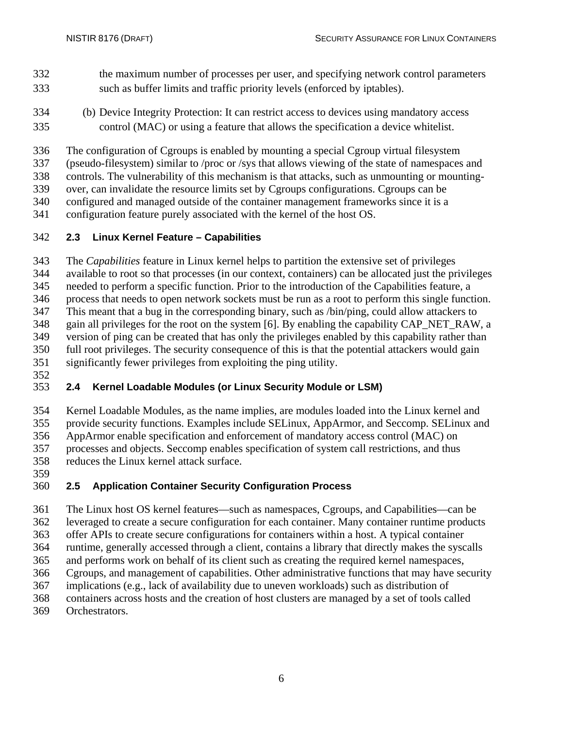the maximum number of processes per user, and specifying network control parameters such as buffer limits and traffic priority levels (enforced by iptables).

(b) Device Integrity Protection: It can restrict access to devices using mandatory access control (MAC) or using a feature that allows the specification a device whitelist.

The configuration of Cgroups is enabled by mounting a special Cgroup virtual filesystem (pseudo-filesystem) similar to /proc or /sys that allows viewing of the state of namespaces and controls. The vulnerability of this mechanism is that attacks, such as unmounting or mounting-over, can invalidate the resource limits set by Cgroups configurations. Cgroups can be configured and managed outside of the container management frameworks since it is a configuration feature purely associated with the kernel of the host OS.

## 2.3 Linux Kernel Feature – Capabilities

The *Capabilities* feature in Linux kernel helps to partition the extensive set of privileges available to root so that processes (in our context, containers) can be allocated just the privileges needed to perform a specific function. Prior to the introduction of the Capabilities feature, a process that needs to open network sockets must be run as a root to perform this single function. This meant that a bug in the corresponding binary, such as /bin/ping, could allow attackers to gain all privileges for the root on the system [6]. By enabling the capability CAP_NET_RAW, a version of ping can be created that has only the privileges enabled by this capability rather than full root privileges. The security consequence of this is that the potential attackers would gain significantly fewer privileges from exploiting the ping utility.

## 2.4 Kernel Loadable Modules (or Linux Security Module or LSM)

Kernel Loadable Modules, as the name implies, are modules loaded into the Linux kernel and provide security functions. Examples include SELinux, AppArmor, and Seccomp. SELinux and AppArmor enable specification and enforcement of mandatory access control (MAC) on processes and objects. Seccomp enables specification of system call restrictions, and thus reduces the Linux kernel attack surface.

## 2.5 Application Container Security Configuration Process

The Linux host OS kernel features—such as namespaces, Cgroups, and Capabilities—can be leveraged to create a secure configuration for each container. Many container runtime products offer APIs to create secure configurations for containers within a host. A typical container runtime, generally accessed through a client, contains a library that directly makes the syscalls and performs work on behalf of its client such as creating the required kernel namespaces, Cgroups, and management of capabilities. Other administrative functions that may have security implications (e.g., lack of availability due to uneven workloads) such as distribution of containers across hosts and the creation of host clusters are managed by a set of tools called Orchestrators.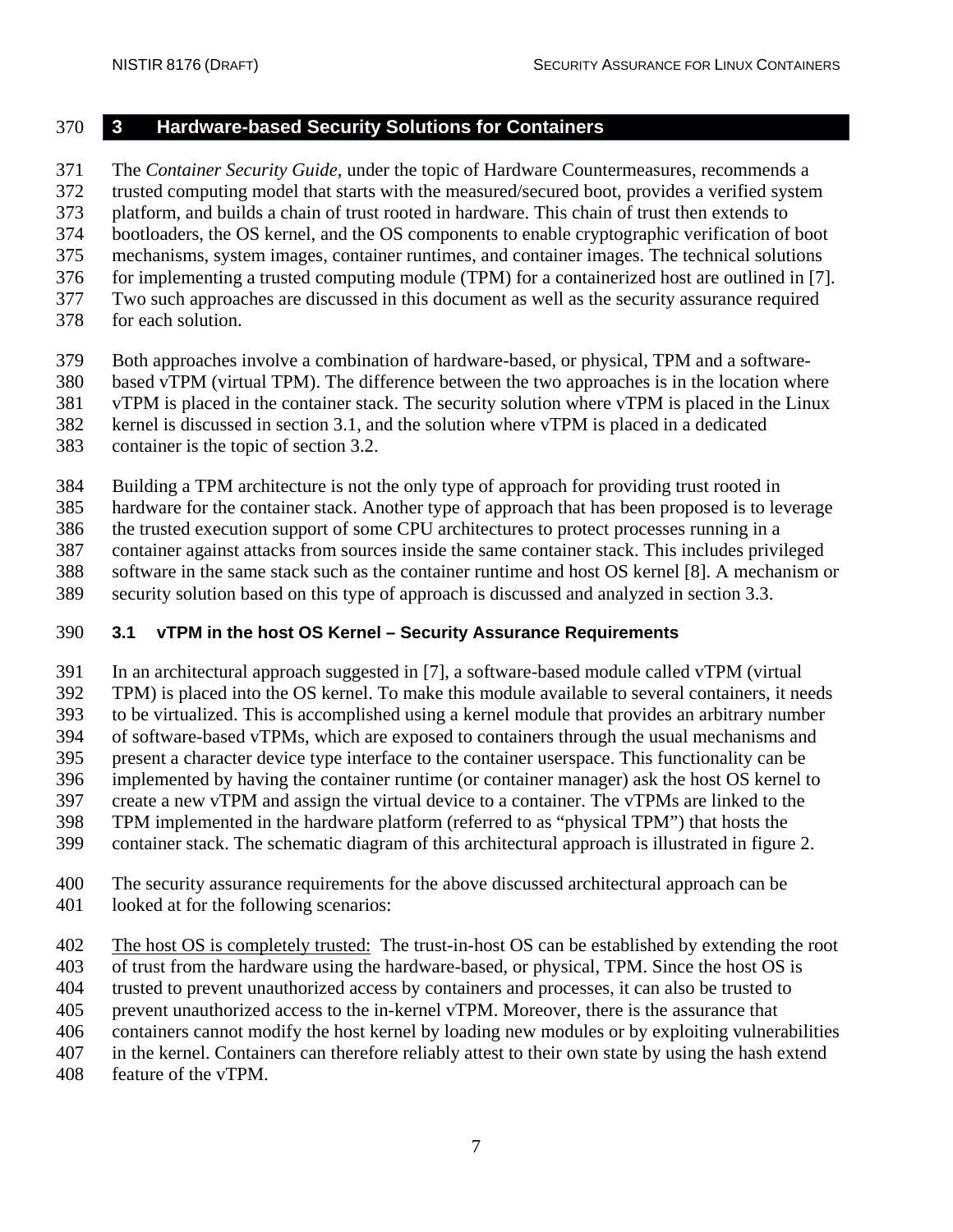# 3 Hardware-based Security Solutions for Containers

The *Container Security Guide*, under the topic of Hardware Countermeasures, recommends a trusted computing model that starts with the measured/secured boot, provides a verified system platform, and builds a chain of trust rooted in hardware. This chain of trust then extends to bootloaders, the OS kernel, and the OS components to enable cryptographic verification of boot mechanisms, system images, container runtimes, and container images. The technical solutions for implementing a trusted computing module (TPM) for a containerized host are outlined in [7]. Two such approaches are discussed in this document as well as the security assurance required for each solution.

Both approaches involve a combination of hardware-based, or physical, TPM and a software-based vTPM (virtual TPM). The difference between the two approaches is in the location where vTPM is placed in the container stack. The security solution where vTPM is placed in the Linux kernel is discussed in section 3.1, and the solution where vTPM is placed in a dedicated container is the topic of section 3.2.

Building a TPM architecture is not the only type of approach for providing trust rooted in hardware for the container stack. Another type of approach that has been proposed is to leverage the trusted execution support of some CPU architectures to protect processes running in a container against attacks from sources inside the same container stack. This includes privileged software in the same stack such as the container runtime and host OS kernel [8]. A mechanism or security solution based on this type of approach is discussed and analyzed in section 3.3.

## 3.1 vTPM in the host OS Kernel – Security Assurance Requirements

In an architectural approach suggested in [7], a software-based module called vTPM (virtual TPM) is placed into the OS kernel. To make this module available to several containers, it needs to be virtualized. This is accomplished using a kernel module that provides an arbitrary number of software-based vTPMs, which are exposed to containers through the usual mechanisms and present a character device type interface to the container userspace. This functionality can be implemented by having the container runtime (or container manager) ask the host OS kernel to create a new vTPM and assign the virtual device to a container. The vTPMs are linked to the TPM implemented in the hardware platform (referred to as "physical TPM") that hosts the container stack. The schematic diagram of this architectural approach is illustrated in figure 2.

The security assurance requirements for the above discussed architectural approach can be looked at for the following scenarios:

<u>The host OS is completely trusted:</u> The trust-in-host OS can be established by extending the root of trust from the hardware using the hardware-based, or physical, TPM. Since the host OS is trusted to prevent unauthorized access by containers and processes, it can also be trusted to prevent unauthorized access to the in-kernel vTPM. Moreover, there is the assurance that containers cannot modify the host kernel by loading new modules or by exploiting vulnerabilities in the kernel. Containers can therefore reliably attest to their own state by using the hash extend feature of the vTPM.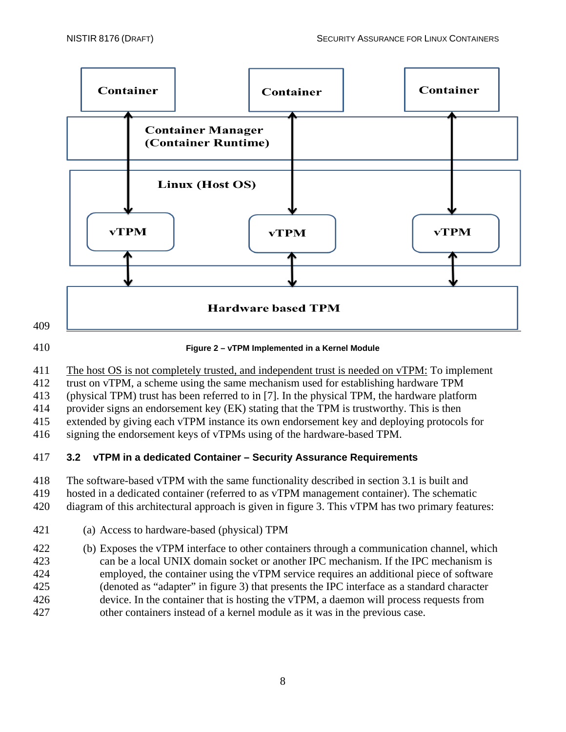**Figure 2 – vTPM Implemented in a Kernel Module**

The host OS is not completely trusted, and independent trust is needed on vTPM: To implement trust on vTPM, a scheme using the same mechanism used for establishing hardware TPM (physical TPM) trust has been referred to in [7]. In the physical TPM, the hardware platform provider signs an endorsement key (EK) stating that the TPM is trustworthy. This is then extended by giving each vTPM instance its own endorsement key and deploying protocols for signing the endorsement keys of vTPMs using of the hardware-based TPM.

### 3.2 vTPM in a dedicated Container – Security Assurance Requirements

The software-based vTPM with the same functionality described in section 3.1 is built and hosted in a dedicated container (referred to as vTPM management container). The schematic diagram of this architectural approach is given in figure 3. This vTPM has two primary features:

(a) Access to hardware-based (physical) TPM

(b) Exposes the vTPM interface to other containers through a communication channel, which can be a local UNIX domain socket or another IPC mechanism. If the IPC mechanism is employed, the container using the vTPM service requires an additional piece of software (denoted as "adapter" in figure 3) that presents the IPC interface as a standard character device. In the container that is hosting the vTPM, a daemon will process requests from other containers instead of a kernel module as it was in the previous case.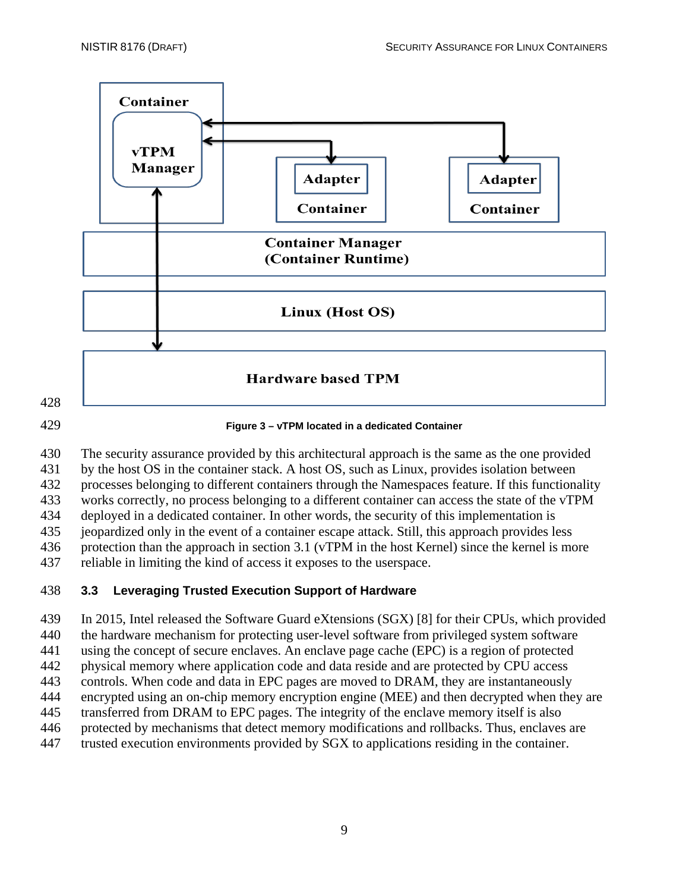Figure 3 – vTPM located in a dedicated Container

The security assurance provided by this architectural approach is the same as the one provided by the host OS in the container stack. A host OS, such as Linux, provides isolation between processes belonging to different containers through the Namespaces feature. If this functionality works correctly, no process belonging to a different container can access the state of the vTPM deployed in a dedicated container. In other words, the security of this implementation is jeopardized only in the event of a container escape attack. Still, this approach provides less protection than the approach in section 3.1 (vTPM in the host Kernel) since the kernel is more reliable in limiting the kind of access it exposes to the userspace.

### 3.3 Leveraging Trusted Execution Support of Hardware

In 2015, Intel released the Software Guard eXtensions (SGX) [8] for their CPUs, which provided the hardware mechanism for protecting user-level software from privileged system software using the concept of secure enclaves. An enclave page cache (EPC) is a region of protected physical memory where application code and data reside and are protected by CPU access controls. When code and data in EPC pages are moved to DRAM, they are instantaneously encrypted using an on-chip memory encryption engine (MEE) and then decrypted when they are transferred from DRAM to EPC pages. The integrity of the enclave memory itself is also protected by mechanisms that detect memory modifications and rollbacks. Thus, enclaves are trusted execution environments provided by SGX to applications residing in the container.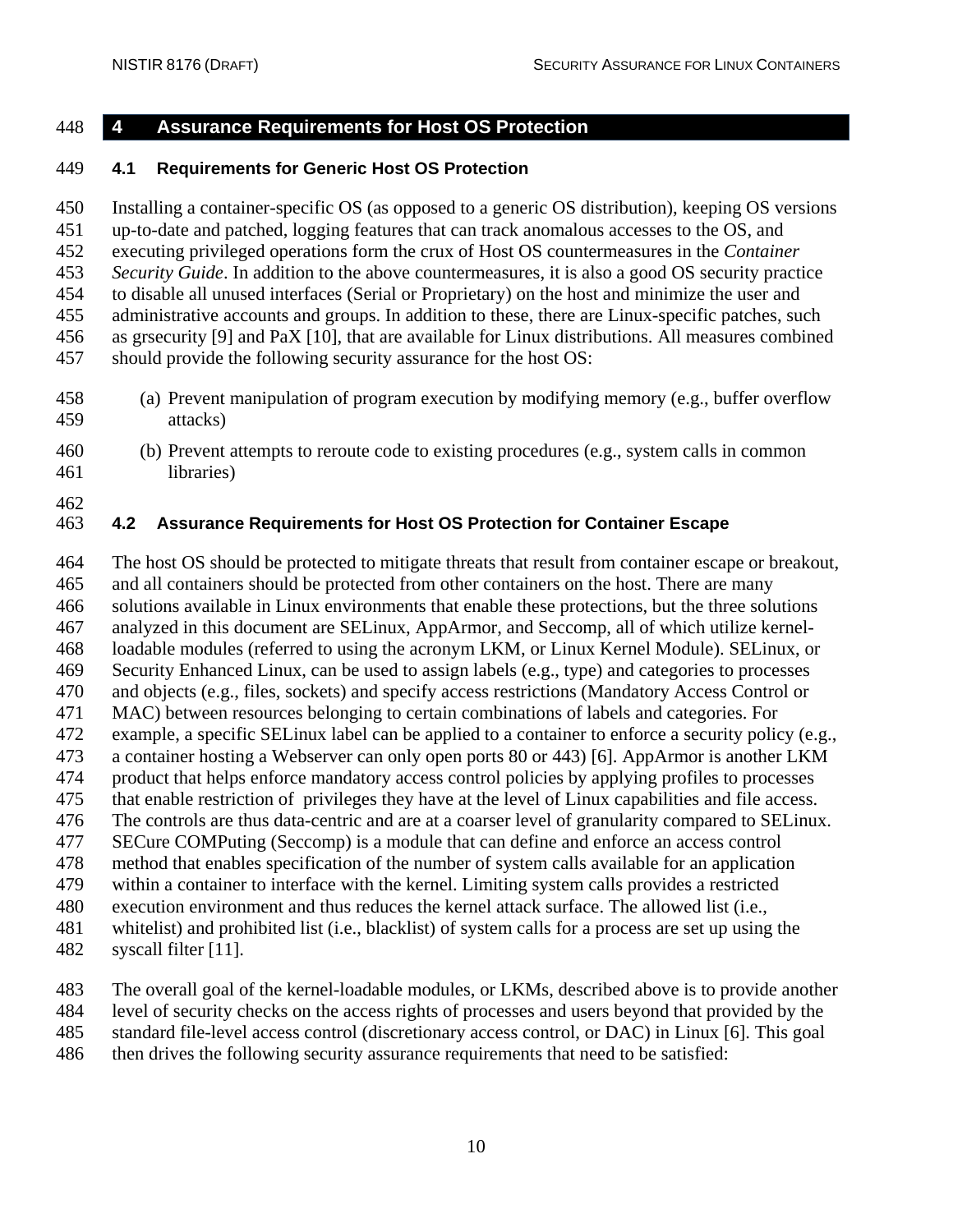# 4 Assurance Requirements for Host OS Protection

## 4.1 Requirements for Generic Host OS Protection

Installing a container-specific OS (as opposed to a generic OS distribution), keeping OS versions up-to-date and patched, logging features that can track anomalous accesses to the OS, and executing privileged operations form the crux of Host OS countermeasures in the *Container Security Guide*. In addition to the above countermeasures, it is also a good OS security practice to disable all unused interfaces (Serial or Proprietary) on the host and minimize the user and administrative accounts and groups. In addition to these, there are Linux-specific patches, such as grsecurity [9] and PaX [10], that are available for Linux distributions. All measures combined should provide the following security assurance for the host OS:

(a) Prevent manipulation of program execution by modifying memory (e.g., buffer overflow attacks)

(b) Prevent attempts to reroute code to existing procedures (e.g., system calls in common libraries)

## 4.2 Assurance Requirements for Host OS Protection for Container Escape

The host OS should be protected to mitigate threats that result from container escape or breakout, and all containers should be protected from other containers on the host. There are many solutions available in Linux environments that enable these protections, but the three solutions analyzed in this document are SELinux, AppArmor, and Seccomp, all of which utilize kernel-loadable modules (referred to using the acronym LKM, or Linux Kernel Module). SELinux, or Security Enhanced Linux, can be used to assign labels (e.g., type) and categories to processes and objects (e.g., files, sockets) and specify access restrictions (Mandatory Access Control or MAC) between resources belonging to certain combinations of labels and categories. For example, a specific SELinux label can be applied to a container to enforce a security policy (e.g., a container hosting a Webserver can only open ports 80 or 443) [6]. AppArmor is another LKM product that helps enforce mandatory access control policies by applying profiles to processes that enable restriction of privileges they have at the level of Linux capabilities and file access. The controls are thus data-centric and are at a coarser level of granularity compared to SELinux. SECure COMPuting (Seccomp) is a module that can define and enforce an access control method that enables specification of the number of system calls available for an application within a container to interface with the kernel. Limiting system calls provides a restricted execution environment and thus reduces the kernel attack surface. The allowed list (i.e., whitelist) and prohibited list (i.e., blacklist) of system calls for a process are set up using the syscall filter [11].

The overall goal of the kernel-loadable modules, or LKMs, described above is to provide another level of security checks on the access rights of processes and users beyond that provided by the standard file-level access control (discretionary access control, or DAC) in Linux [6]. This goal then drives the following security assurance requirements that need to be satisfied: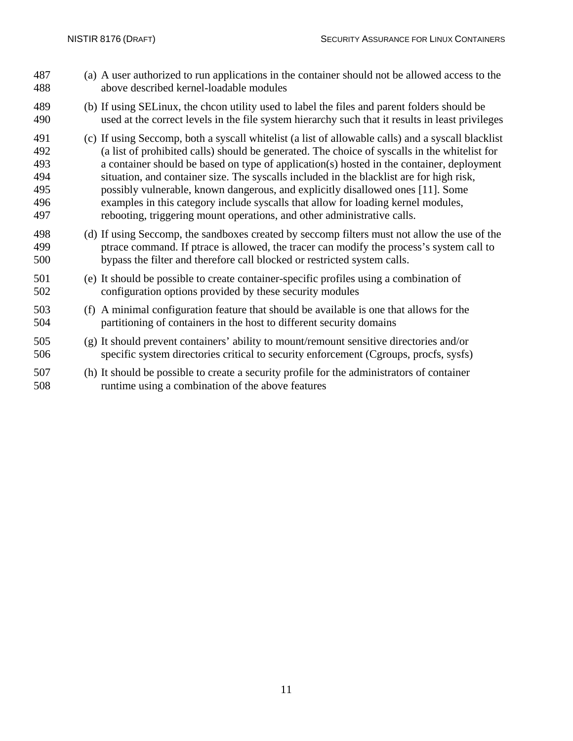(a) A user authorized to run applications in the container should not be allowed access to the above described kernel-loadable modules

(b) If using SELinux, the chcon utility used to label the files and parent folders should be used at the correct levels in the file system hierarchy such that it results in least privileges

(c) If using Seccomp, both a syscall whitelist (a list of allowable calls) and a syscall blacklist (a list of prohibited calls) should be generated. The choice of syscalls in the whitelist for a container should be based on type of application(s) hosted in the container, deployment situation, and container size. The syscalls included in the blacklist are for high risk, possibly vulnerable, known dangerous, and explicitly disallowed ones [11]. Some examples in this category include syscalls that allow for loading kernel modules, rebooting, triggering mount operations, and other administrative calls.

(d) If using Seccomp, the sandboxes created by seccomp filters must not allow the use of the ptrace command. If ptrace is allowed, the tracer can modify the process's system call to bypass the filter and therefore call blocked or restricted system calls.

(e) It should be possible to create container-specific profiles using a combination of configuration options provided by these security modules

(f) A minimal configuration feature that should be available is one that allows for the partitioning of containers in the host to different security domains

(g) It should prevent containers' ability to mount/remount sensitive directories and/or specific system directories critical to security enforcement (Cgroups, procfs, sysfs)

(h) It should be possible to create a security profile for the administrators of container runtime using a combination of the above features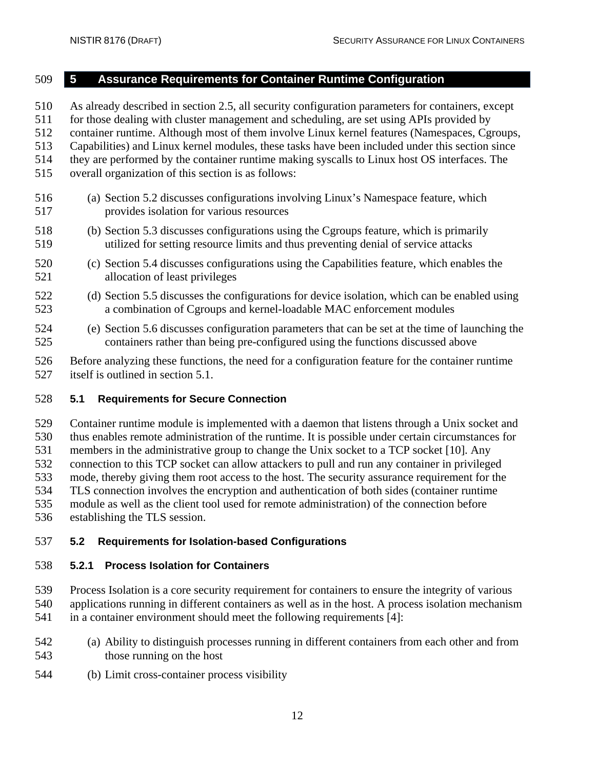# 5 Assurance Requirements for Container Runtime Configuration

As already described in section 2.5, all security configuration parameters for containers, except for those dealing with cluster management and scheduling, are set using APIs provided by container runtime. Although most of them involve Linux kernel features (Namespaces, Cgroups, Capabilities) and Linux kernel modules, these tasks have been included under this section since they are performed by the container runtime making syscalls to Linux host OS interfaces. The overall organization of this section is as follows:

(a) Section 5.2 discusses configurations involving Linux's Namespace feature, which provides isolation for various resources

(b) Section 5.3 discusses configurations using the Cgroups feature, which is primarily utilized for setting resource limits and thus preventing denial of service attacks

(c) Section 5.4 discusses configurations using the Capabilities feature, which enables the allocation of least privileges

(d) Section 5.5 discusses the configurations for device isolation, which can be enabled using a combination of Cgroups and kernel-loadable MAC enforcement modules

(e) Section 5.6 discusses configuration parameters that can be set at the time of launching the containers rather than being pre-configured using the functions discussed above

Before analyzing these functions, the need for a configuration feature for the container runtime itself is outlined in section 5.1.

## 5.1 Requirements for Secure Connection

Container runtime module is implemented with a daemon that listens through a Unix socket and thus enables remote administration of the runtime. It is possible under certain circumstances for members in the administrative group to change the Unix socket to a TCP socket [10]. Any connection to this TCP socket can allow attackers to pull and run any container in privileged mode, thereby giving them root access to the host. The security assurance requirement for the TLS connection involves the encryption and authentication of both sides (container runtime module as well as the client tool used for remote administration) of the connection before establishing the TLS session.

## 5.2 Requirements for Isolation-based Configurations

### 5.2.1 Process Isolation for Containers

Process Isolation is a core security requirement for containers to ensure the integrity of various applications running in different containers as well as in the host. A process isolation mechanism in a container environment should meet the following requirements [4]:

(a) Ability to distinguish processes running in different containers from each other and from those running on the host

(b) Limit cross-container process visibility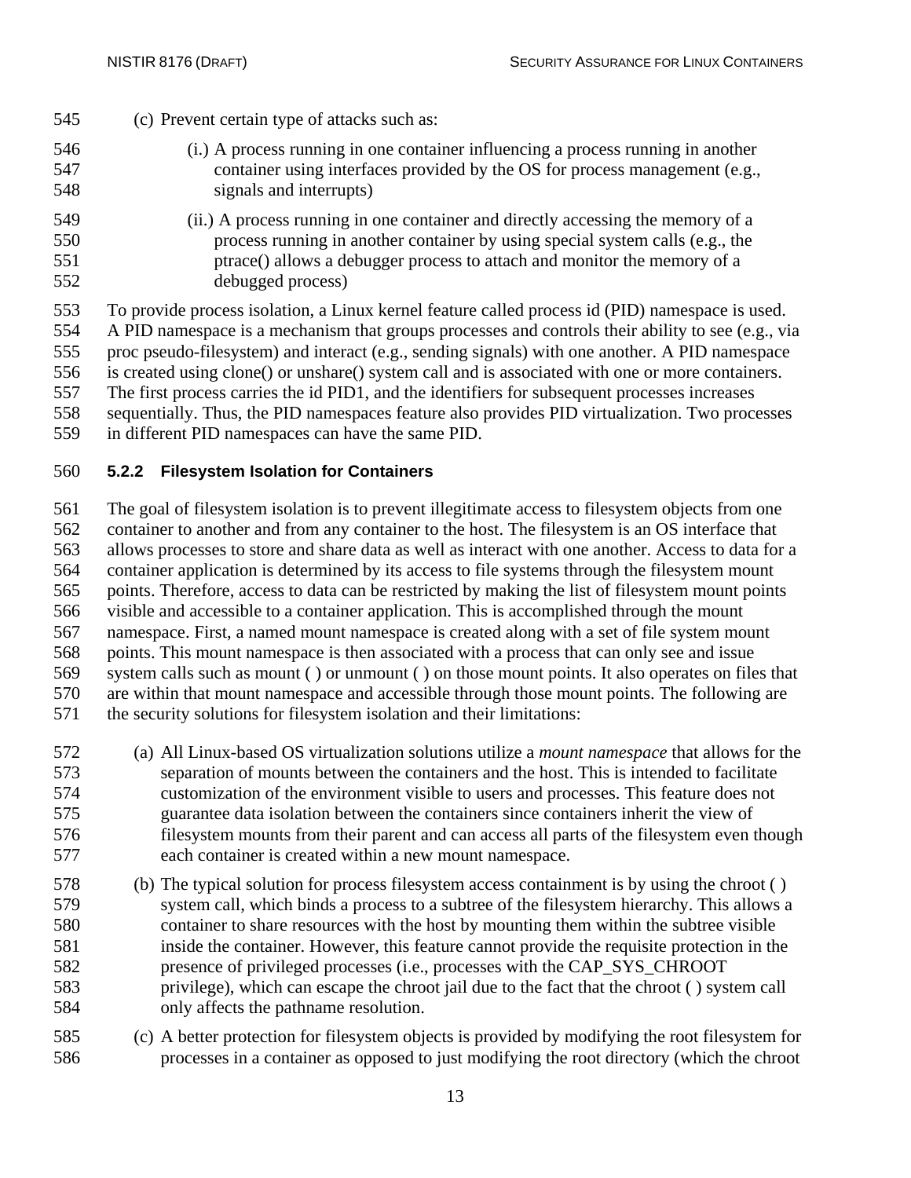(c) Prevent certain type of attacks such as:

(i.) A process running in one container influencing a process running in another container using interfaces provided by the OS for process management (e.g., signals and interrupts)

(ii.) A process running in one container and directly accessing the memory of a process running in another container by using special system calls (e.g., the ptrace() allows a debugger process to attach and monitor the memory of a debugged process)

To provide process isolation, a Linux kernel feature called process id (PID) namespace is used. A PID namespace is a mechanism that groups processes and controls their ability to see (e.g., via proc pseudo-filesystem) and interact (e.g., sending signals) with one another. A PID namespace is created using clone() or unshare() system call and is associated with one or more containers. The first process carries the id PID1, and the identifiers for subsequent processes increases sequentially. Thus, the PID namespaces feature also provides PID virtualization. Two processes in different PID namespaces can have the same PID.

### 5.2.2 Filesystem Isolation for Containers

The goal of filesystem isolation is to prevent illegitimate access to filesystem objects from one container to another and from any container to the host. The filesystem is an OS interface that allows processes to store and share data as well as interact with one another. Access to data for a container application is determined by its access to file systems through the filesystem mount points. Therefore, access to data can be restricted by making the list of filesystem mount points visible and accessible to a container application. This is accomplished through the mount namespace. First, a named mount namespace is created along with a set of file system mount points. This mount namespace is then associated with a process that can only see and issue system calls such as mount ( ) or unmount ( ) on those mount points. It also operates on files that are within that mount namespace and accessible through those mount points. The following are the security solutions for filesystem isolation and their limitations:

(a) All Linux-based OS virtualization solutions utilize a *mount namespace* that allows for the separation of mounts between the containers and the host. This is intended to facilitate customization of the environment visible to users and processes. This feature does not guarantee data isolation between the containers since containers inherit the view of filesystem mounts from their parent and can access all parts of the filesystem even though each container is created within a new mount namespace.

(b) The typical solution for process filesystem access containment is by using the chroot ( ) system call, which binds a process to a subtree of the filesystem hierarchy. This allows a container to share resources with the host by mounting them within the subtree visible inside the container. However, this feature cannot provide the requisite protection in the presence of privileged processes (i.e., processes with the CAP_SYS_CHROOT privilege), which can escape the chroot jail due to the fact that the chroot ( ) system call only affects the pathname resolution.

(c) A better protection for filesystem objects is provided by modifying the root filesystem for processes in a container as opposed to just modifying the root directory (which the chroot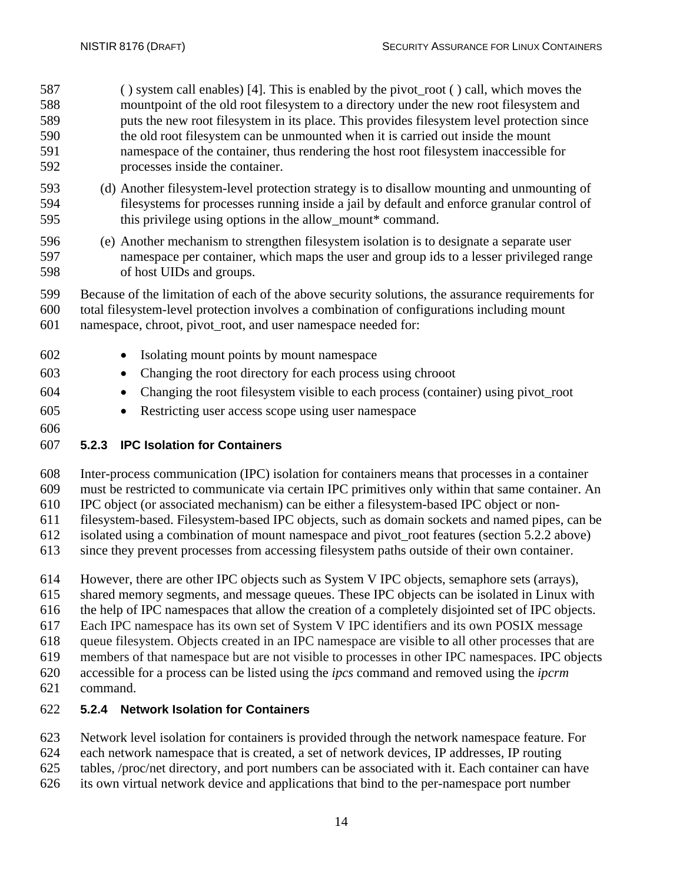( ) system call enables) [4]. This is enabled by the pivot_root ( ) call, which moves the mountpoint of the old root filesystem to a directory under the new root filesystem and puts the new root filesystem in its place. This provides filesystem level protection since the old root filesystem can be unmounted when it is carried out inside the mount namespace of the container, thus rendering the host root filesystem inaccessible for processes inside the container.

(d) Another filesystem-level protection strategy is to disallow mounting and unmounting of filesystems for processes running inside a jail by default and enforce granular control of this privilege using options in the allow_mount* command.

(e) Another mechanism to strengthen filesystem isolation is to designate a separate user namespace per container, which maps the user and group ids to a lesser privileged range of host UIDs and groups.

Because of the limitation of each of the above security solutions, the assurance requirements for total filesystem-level protection involves a combination of configurations including mount namespace, chroot, pivot_root, and user namespace needed for:

- Isolating mount points by mount namespace
- Changing the root directory for each process using chrooot
- Changing the root filesystem visible to each process (container) using pivot_root
- Restricting user access scope using user namespace

### 5.2.3 IPC Isolation for Containers

Inter-process communication (IPC) isolation for containers means that processes in a container must be restricted to communicate via certain IPC primitives only within that same container. An IPC object (or associated mechanism) can be either a filesystem-based IPC object or non-filesystem-based. Filesystem-based IPC objects, such as domain sockets and named pipes, can be isolated using a combination of mount namespace and pivot_root features (section 5.2.2 above) since they prevent processes from accessing filesystem paths outside of their own container.

However, there are other IPC objects such as System V IPC objects, semaphore sets (arrays), shared memory segments, and message queues. These IPC objects can be isolated in Linux with the help of IPC namespaces that allow the creation of a completely disjointed set of IPC objects. Each IPC namespace has its own set of System V IPC identifiers and its own POSIX message queue filesystem. Objects created in an IPC namespace are visible to all other processes that are members of that namespace but are not visible to processes in other IPC namespaces. IPC objects accessible for a process can be listed using the *ipcs* command and removed using the *ipcrm* command.

### 5.2.4 Network Isolation for Containers

Network level isolation for containers is provided through the network namespace feature. For each network namespace that is created, a set of network devices, IP addresses, IP routing tables, /proc/net directory, and port numbers can be associated with it. Each container can have its own virtual network device and applications that bind to the per-namespace port number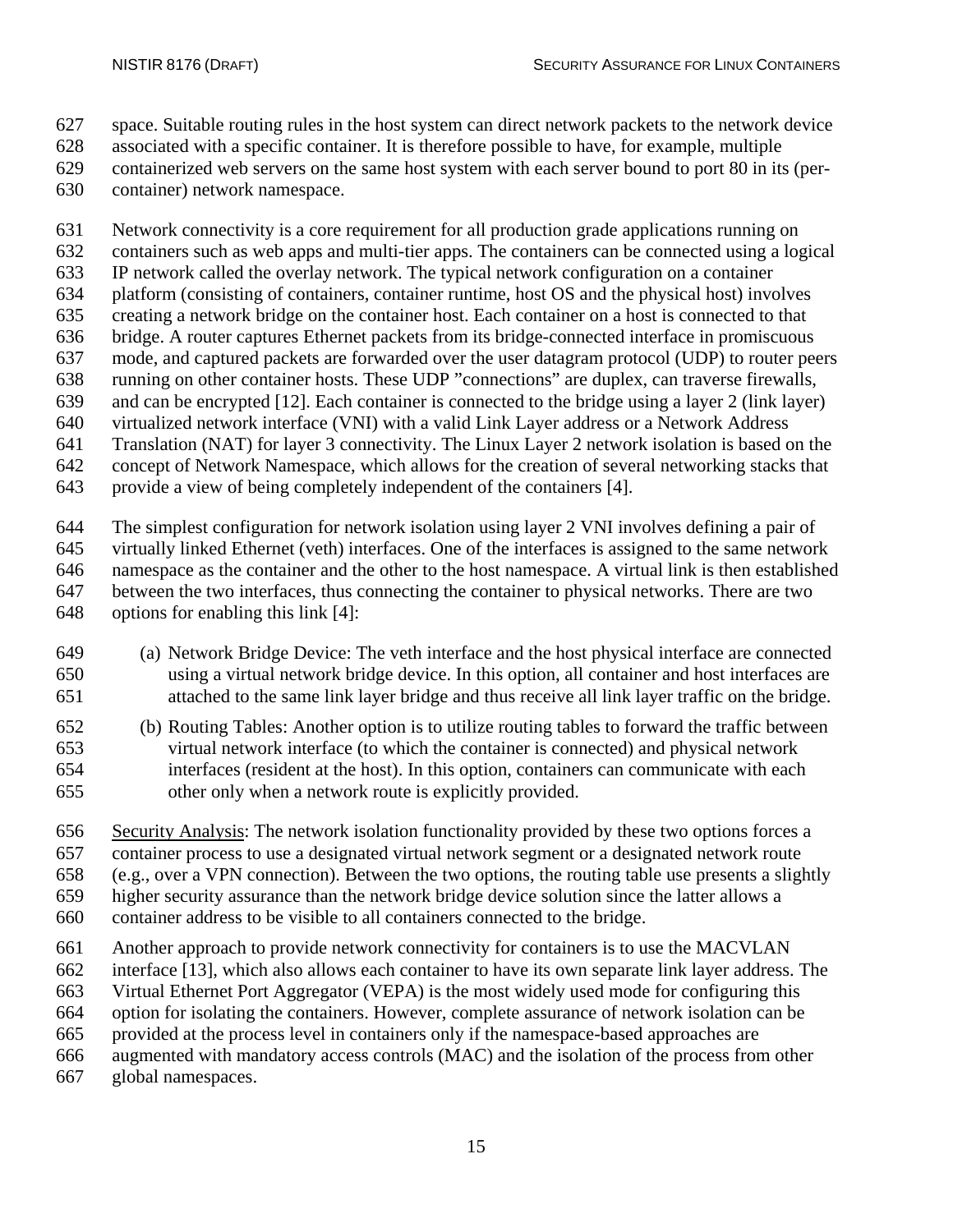space. Suitable routing rules in the host system can direct network packets to the network device associated with a specific container. It is therefore possible to have, for example, multiple containerized web servers on the same host system with each server bound to port 80 in its (per-container) network namespace.

Network connectivity is a core requirement for all production grade applications running on containers such as web apps and multi-tier apps. The containers can be connected using a logical IP network called the overlay network. The typical network configuration on a container platform (consisting of containers, container runtime, host OS and the physical host) involves creating a network bridge on the container host. Each container on a host is connected to that bridge. A router captures Ethernet packets from its bridge-connected interface in promiscuous mode, and captured packets are forwarded over the user datagram protocol (UDP) to router peers running on other container hosts. These UDP "connections" are duplex, can traverse firewalls, and can be encrypted [12]. Each container is connected to the bridge using a layer 2 (link layer) virtualized network interface (VNI) with a valid Link Layer address or a Network Address Translation (NAT) for layer 3 connectivity. The Linux Layer 2 network isolation is based on the concept of Network Namespace, which allows for the creation of several networking stacks that provide a view of being completely independent of the containers [4].

The simplest configuration for network isolation using layer 2 VNI involves defining a pair of virtually linked Ethernet (veth) interfaces. One of the interfaces is assigned to the same network namespace as the container and the other to the host namespace. A virtual link is then established between the two interfaces, thus connecting the container to physical networks. There are two options for enabling this link [4]:

(a) Network Bridge Device: The veth interface and the host physical interface are connected using a virtual network bridge device. In this option, all container and host interfaces are attached to the same link layer bridge and thus receive all link layer traffic on the bridge.

(b) Routing Tables: Another option is to utilize routing tables to forward the traffic between virtual network interface (to which the container is connected) and physical network interfaces (resident at the host). In this option, containers can communicate with each other only when a network route is explicitly provided.

<u>Security Analysis</u>: The network isolation functionality provided by these two options forces a container process to use a designated virtual network segment or a designated network route (e.g., over a VPN connection). Between the two options, the routing table use presents a slightly higher security assurance than the network bridge device solution since the latter allows a container address to be visible to all containers connected to the bridge.

Another approach to provide network connectivity for containers is to use the MACVLAN interface [13], which also allows each container to have its own separate link layer address. The Virtual Ethernet Port Aggregator (VEPA) is the most widely used mode for configuring this option for isolating the containers. However, complete assurance of network isolation can be provided at the process level in containers only if the namespace-based approaches are augmented with mandatory access controls (MAC) and the isolation of the process from other global namespaces.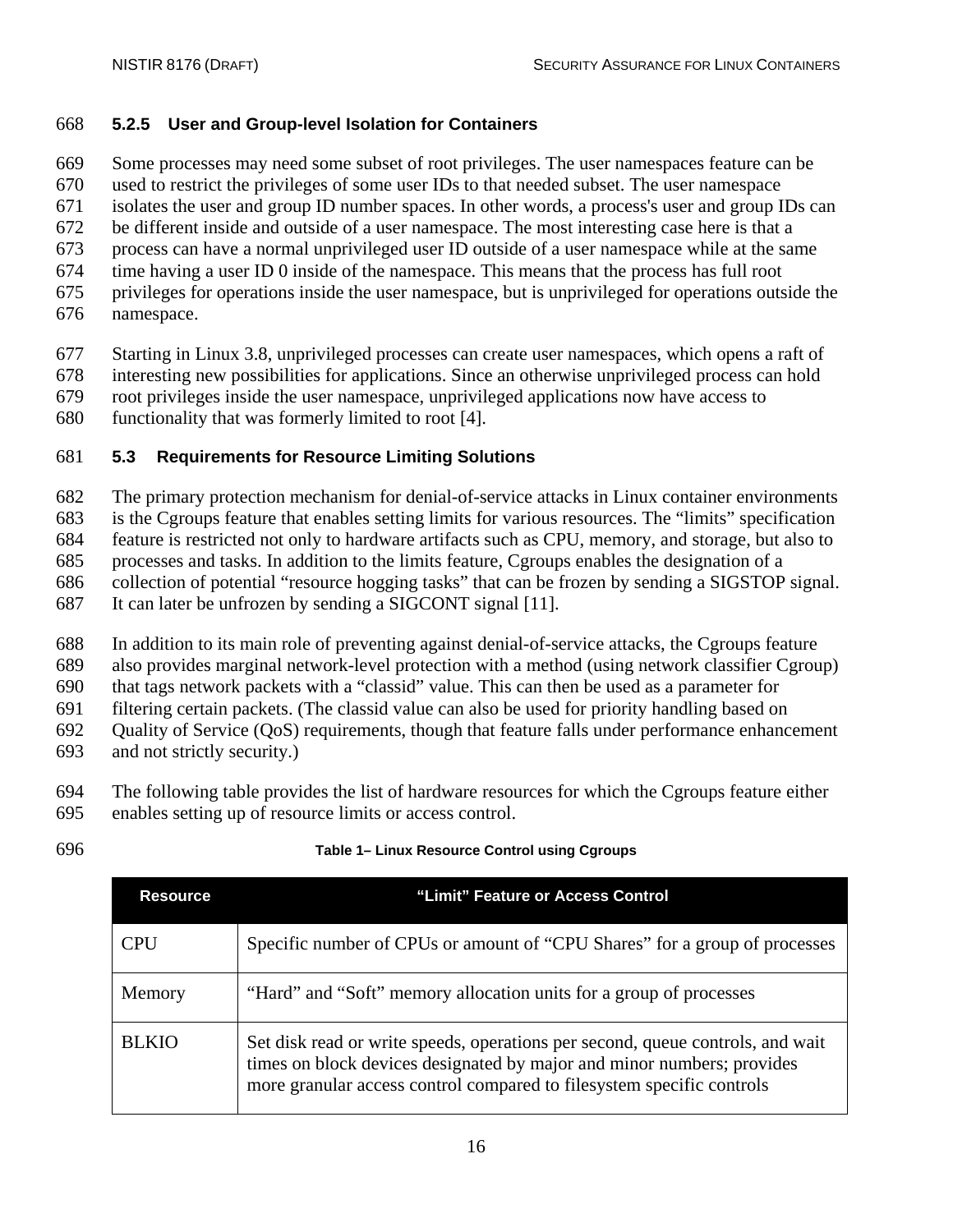### 5.2.5 User and Group-level Isolation for Containers

Some processes may need some subset of root privileges. The user namespaces feature can be used to restrict the privileges of some user IDs to that needed subset. The user namespace isolates the user and group ID number spaces. In other words, a process's user and group IDs can be different inside and outside of a user namespace. The most interesting case here is that a process can have a normal unprivileged user ID outside of a user namespace while at the same time having a user ID 0 inside of the namespace. This means that the process has full root privileges for operations inside the user namespace, but is unprivileged for operations outside the namespace.

Starting in Linux 3.8, unprivileged processes can create user namespaces, which opens a raft of interesting new possibilities for applications. Since an otherwise unprivileged process can hold root privileges inside the user namespace, unprivileged applications now have access to functionality that was formerly limited to root [4].

## 5.3 Requirements for Resource Limiting Solutions

The primary protection mechanism for denial-of-service attacks in Linux container environments is the Cgroups feature that enables setting limits for various resources. The "limits" specification feature is restricted not only to hardware artifacts such as CPU, memory, and storage, but also to processes and tasks. In addition to the limits feature, Cgroups enables the designation of a collection of potential "resource hogging tasks" that can be frozen by sending a SIGSTOP signal. It can later be unfrozen by sending a SIGCONT signal [11].

In addition to its main role of preventing against denial-of-service attacks, the Cgroups feature also provides marginal network-level protection with a method (using network classifier Cgroup) that tags network packets with a "classid" value. This can then be used as a parameter for filtering certain packets. (The classid value can also be used for priority handling based on Quality of Service (QoS) requirements, though that feature falls under performance enhancement and not strictly security.)

The following table provides the list of hardware resources for which the Cgroups feature either enables setting up of resource limits or access control.

**Table 1– Linux Resource Control using Cgroups**

| Resource | "Limit" Feature or Access Control |
|---|---|
| CPU | Specific number of CPUs or amount of "CPU Shares" for a group of processes |
| Memory | "Hard" and "Soft" memory allocation units for a group of processes |
| BLKIO | Set disk read or write speeds, operations per second, queue controls, and wait times on block devices designated by major and minor numbers; provides more granular access control compared to filesystem specific controls |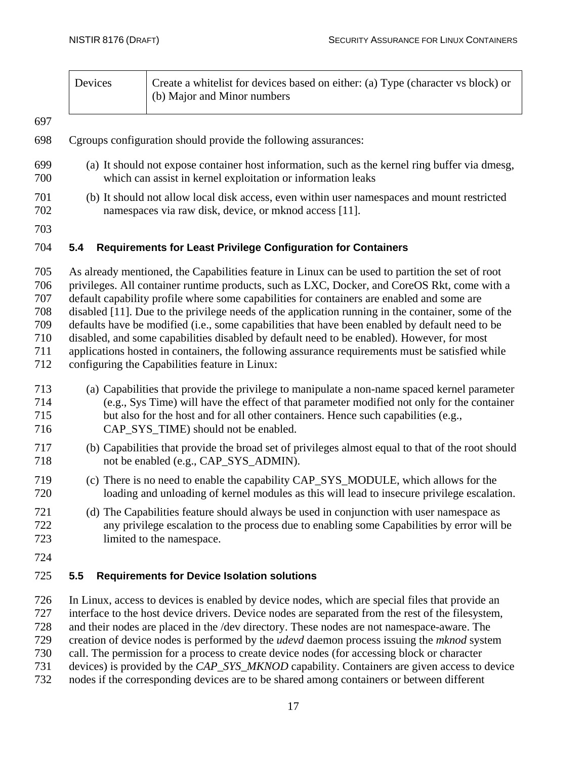| Devices | Create a whitelist for devices based on either: (a) Type (character vs block) or (b) Major and Minor numbers |
|---|---|

Cgroups configuration should provide the following assurances:

(a) It should not expose container host information, such as the kernel ring buffer via dmesg, which can assist in kernel exploitation or information leaks

(b) It should not allow local disk access, even within user namespaces and mount restricted namespaces via raw disk, device, or mknod access [11].

### 5.4 Requirements for Least Privilege Configuration for Containers

As already mentioned, the Capabilities feature in Linux can be used to partition the set of root privileges. All container runtime products, such as LXC, Docker, and CoreOS Rkt, come with a default capability profile where some capabilities for containers are enabled and some are disabled [11]. Due to the privilege needs of the application running in the container, some of the defaults have be modified (i.e., some capabilities that have been enabled by default need to be disabled, and some capabilities disabled by default need to be enabled). However, for most applications hosted in containers, the following assurance requirements must be satisfied while configuring the Capabilities feature in Linux:

(a) Capabilities that provide the privilege to manipulate a non-name spaced kernel parameter (e.g., Sys Time) will have the effect of that parameter modified not only for the container but also for the host and for all other containers. Hence such capabilities (e.g., CAP_SYS_TIME) should not be enabled.

(b) Capabilities that provide the broad set of privileges almost equal to that of the root should not be enabled (e.g., CAP_SYS_ADMIN).

(c) There is no need to enable the capability CAP_SYS_MODULE, which allows for the loading and unloading of kernel modules as this will lead to insecure privilege escalation.

(d) The Capabilities feature should always be used in conjunction with user namespace as any privilege escalation to the process due to enabling some Capabilities by error will be limited to the namespace.

### 5.5 Requirements for Device Isolation solutions

In Linux, access to devices is enabled by device nodes, which are special files that provide an interface to the host device drivers. Device nodes are separated from the rest of the filesystem, and their nodes are placed in the /dev directory. These nodes are not namespace-aware. The creation of device nodes is performed by the *udevd* daemon process issuing the *mknod* system call. The permission for a process to create device nodes (for accessing block or character devices) is provided by the *CAP_SYS_MKNOD* capability. Containers are given access to device nodes if the corresponding devices are to be shared among containers or between different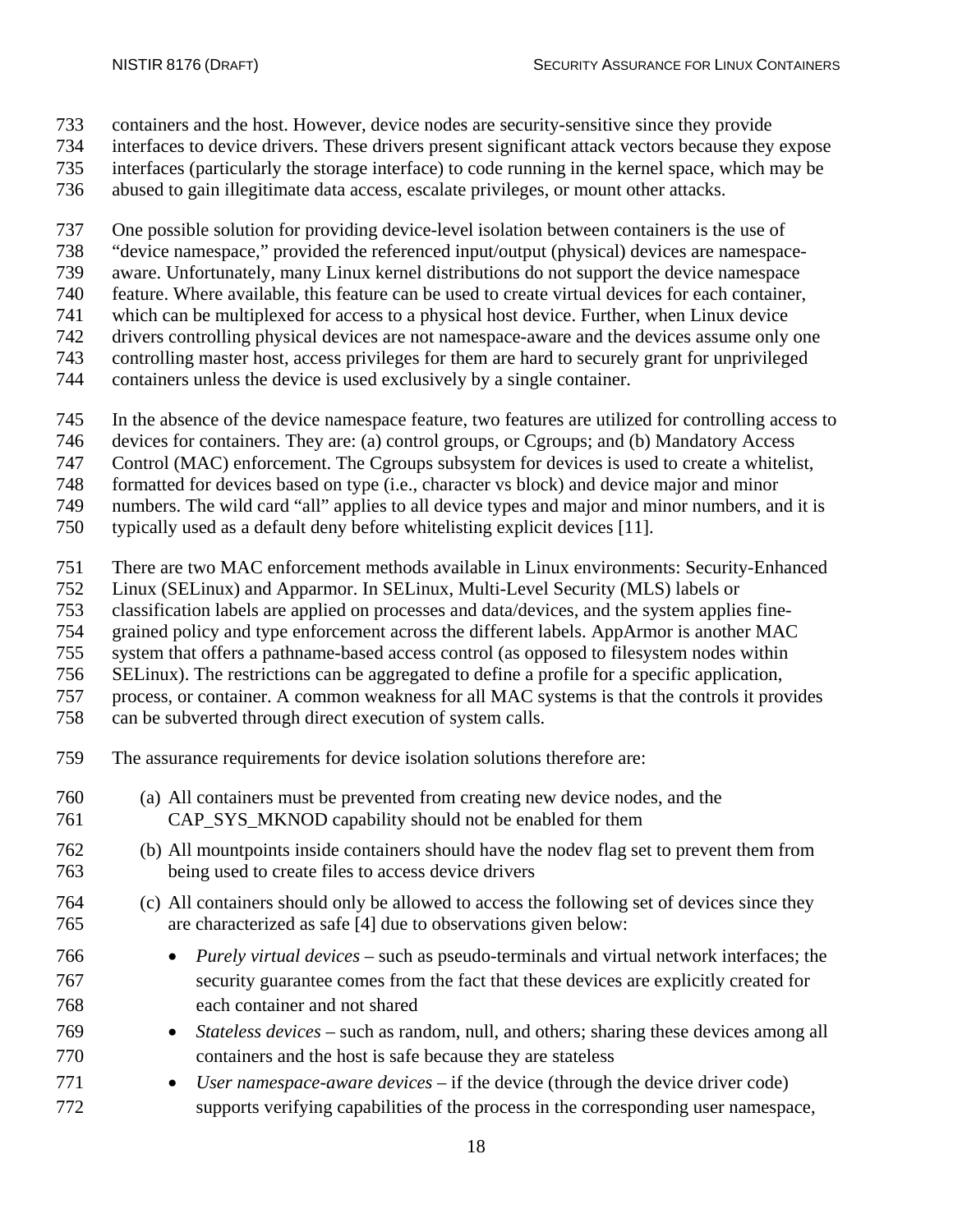containers and the host. However, device nodes are security-sensitive since they provide interfaces to device drivers. These drivers present significant attack vectors because they expose interfaces (particularly the storage interface) to code running in the kernel space, which may be abused to gain illegitimate data access, escalate privileges, or mount other attacks.

One possible solution for providing device-level isolation between containers is the use of "device namespace," provided the referenced input/output (physical) devices are namespace-aware. Unfortunately, many Linux kernel distributions do not support the device namespace feature. Where available, this feature can be used to create virtual devices for each container, which can be multiplexed for access to a physical host device. Further, when Linux device drivers controlling physical devices are not namespace-aware and the devices assume only one controlling master host, access privileges for them are hard to securely grant for unprivileged containers unless the device is used exclusively by a single container.

In the absence of the device namespace feature, two features are utilized for controlling access to devices for containers. They are: (a) control groups, or Cgroups; and (b) Mandatory Access Control (MAC) enforcement. The Cgroups subsystem for devices is used to create a whitelist, formatted for devices based on type (i.e., character vs block) and device major and minor numbers. The wild card "all" applies to all device types and major and minor numbers, and it is typically used as a default deny before whitelisting explicit devices [11].

There are two MAC enforcement methods available in Linux environments: Security-Enhanced Linux (SELinux) and Apparmor. In SELinux, Multi-Level Security (MLS) labels or classification labels are applied on processes and data/devices, and the system applies fine-grained policy and type enforcement across the different labels. AppArmor is another MAC system that offers a pathname-based access control (as opposed to filesystem nodes within SELinux). The restrictions can be aggregated to define a profile for a specific application, process, or container. A common weakness for all MAC systems is that the controls it provides can be subverted through direct execution of system calls.

The assurance requirements for device isolation solutions therefore are:

(a) All containers must be prevented from creating new device nodes, and the CAP_SYS_MKNOD capability should not be enabled for them

(b) All mountpoints inside containers should have the nodev flag set to prevent them from being used to create files to access device drivers

(c) All containers should only be allowed to access the following set of devices since they are characterized as safe [4] due to observations given below:

- *Purely virtual devices* – such as pseudo-terminals and virtual network interfaces; the security guarantee comes from the fact that these devices are explicitly created for each container and not shared
- *Stateless devices* – such as random, null, and others; sharing these devices among all containers and the host is safe because they are stateless
- *User namespace-aware devices* – if the device (through the device driver code) supports verifying capabilities of the process in the corresponding user namespace,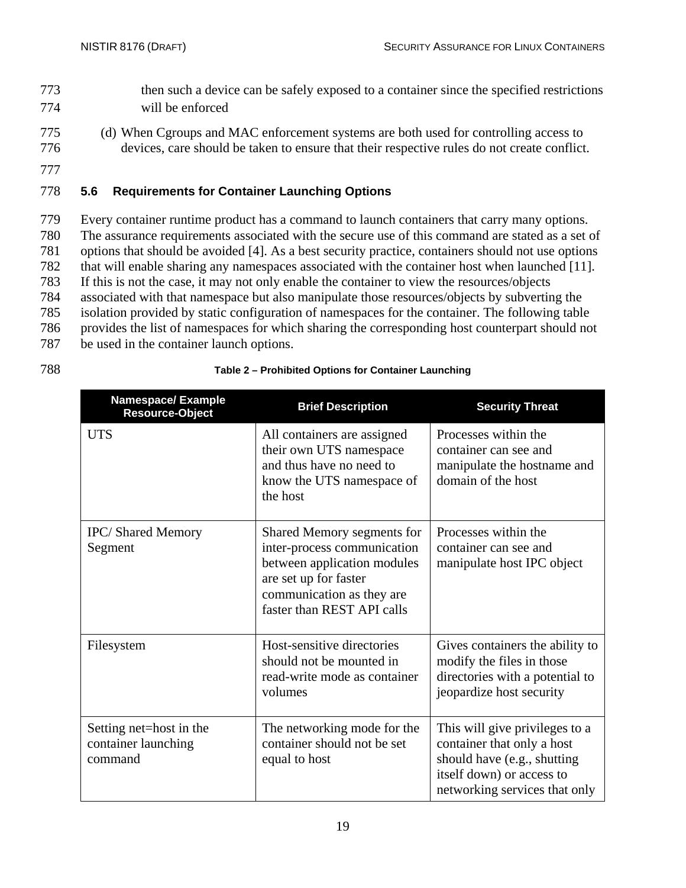then such a device can be safely exposed to a container since the specified restrictions will be enforced

(d) When Cgroups and MAC enforcement systems are both used for controlling access to devices, care should be taken to ensure that their respective rules do not create conflict.

### 5.6 Requirements for Container Launching Options

Every container runtime product has a command to launch containers that carry many options. The assurance requirements associated with the secure use of this command are stated as a set of options that should be avoided [4]. As a best security practice, containers should not use options that will enable sharing any namespaces associated with the container host when launched [11]. If this is not the case, it may not only enable the container to view the resources/objects associated with that namespace but also manipulate those resources/objects by subverting the isolation provided by static configuration of namespaces for the container. The following table provides the list of namespaces for which sharing the corresponding host counterpart should not be used in the container launch options.

**Table 2 – Prohibited Options for Container Launching**

| Namespace/ Example Resource-Object | Brief Description | Security Threat |
|---|---|---|
| UTS | All containers are assigned their own UTS namespace and thus have no need to know the UTS namespace of the host | Processes within the container can see and manipulate the hostname and domain of the host |
| IPC/ Shared Memory Segment | Shared Memory segments for inter-process communication between application modules are set up for faster communication as they are faster than REST API calls | Processes within the container can see and manipulate host IPC object |
| Filesystem | Host-sensitive directories should not be mounted in read-write mode as container volumes | Gives containers the ability to modify the files in those directories with a potential to jeopardize host security |
| Setting net=host in the container launching command | The networking mode for the container should not be set equal to host | This will give privileges to a container that only a host should have (e.g., shutting itself down) or access to networking services that only |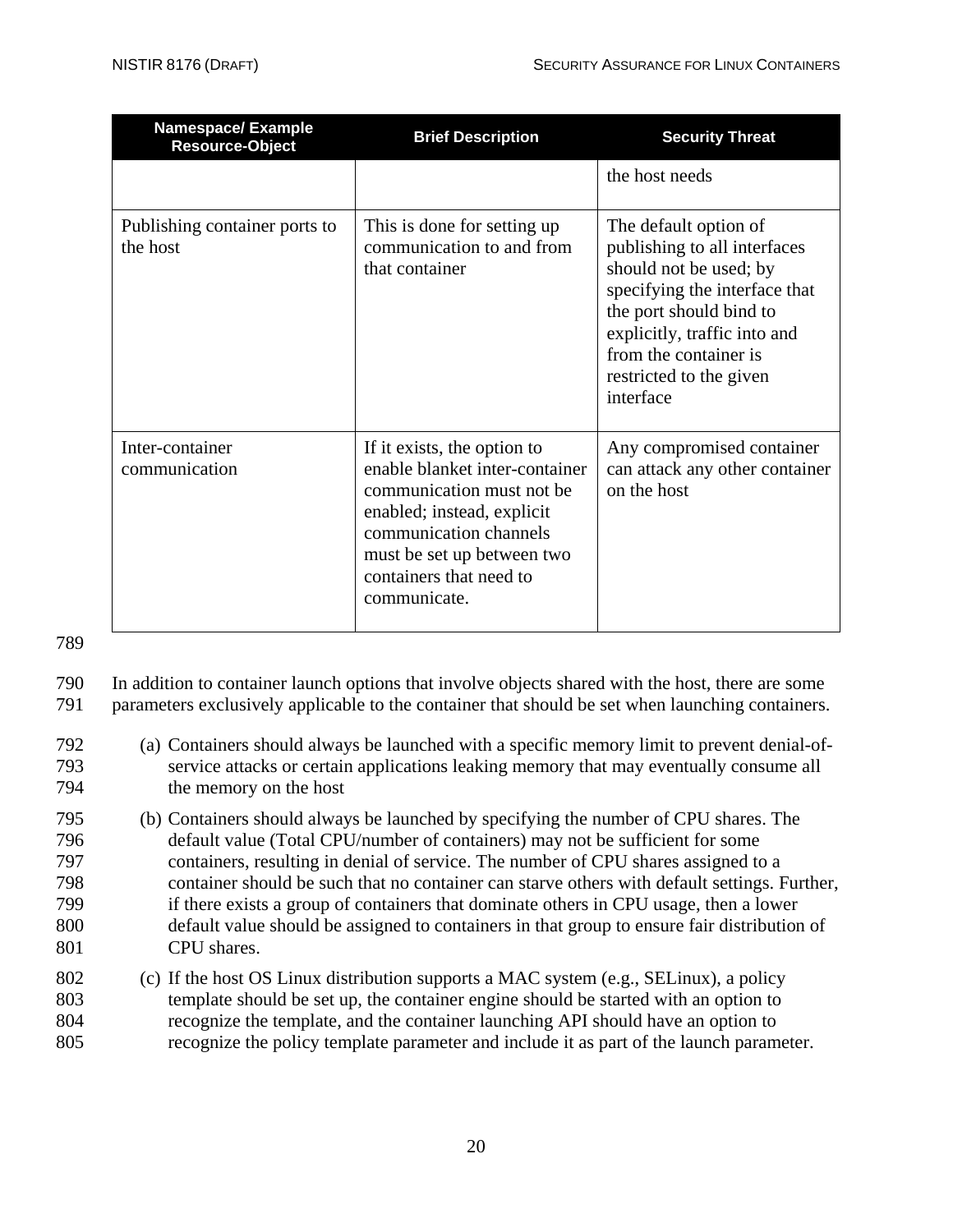| Namespace/ Example Resource-Object | Brief Description | Security Threat |
|---|---|---|
| | | the host needs |
| Publishing container ports to the host | This is done for setting up communication to and from that container | The default option of publishing to all interfaces should not be used; by specifying the interface that the port should bind to explicitly, traffic into and from the container is restricted to the given interface |
| Inter-container communication | If it exists, the option to enable blanket inter-container communication must not be enabled; instead, explicit communication channels must be set up between two containers that need to communicate. | Any compromised container can attack any other container on the host |

In addition to container launch options that involve objects shared with the host, there are some parameters exclusively applicable to the container that should be set when launching containers.

(a) Containers should always be launched with a specific memory limit to prevent denial-of-service attacks or certain applications leaking memory that may eventually consume all the memory on the host

(b) Containers should always be launched by specifying the number of CPU shares. The default value (Total CPU/number of containers) may not be sufficient for some containers, resulting in denial of service. The number of CPU shares assigned to a container should be such that no container can starve others with default settings. Further, if there exists a group of containers that dominate others in CPU usage, then a lower default value should be assigned to containers in that group to ensure fair distribution of CPU shares.

(c) If the host OS Linux distribution supports a MAC system (e.g., SELinux), a policy template should be set up, the container engine should be started with an option to recognize the template, and the container launching API should have an option to recognize the policy template parameter and include it as part of the launch parameter.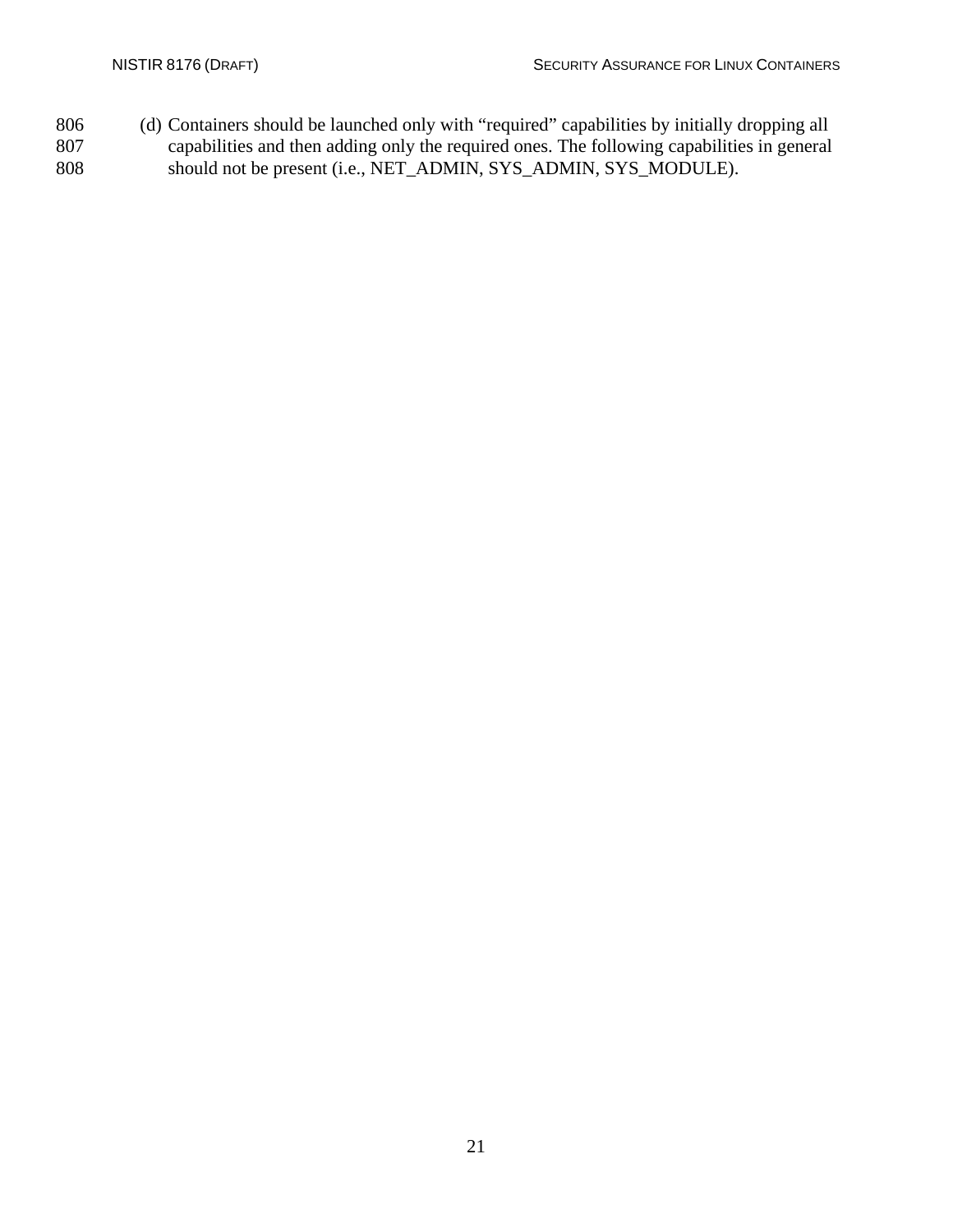(d) Containers should be launched only with “required” capabilities by initially dropping all capabilities and then adding only the required ones. The following capabilities in general should not be present (i.e., NET_ADMIN, SYS_ADMIN, SYS_MODULE).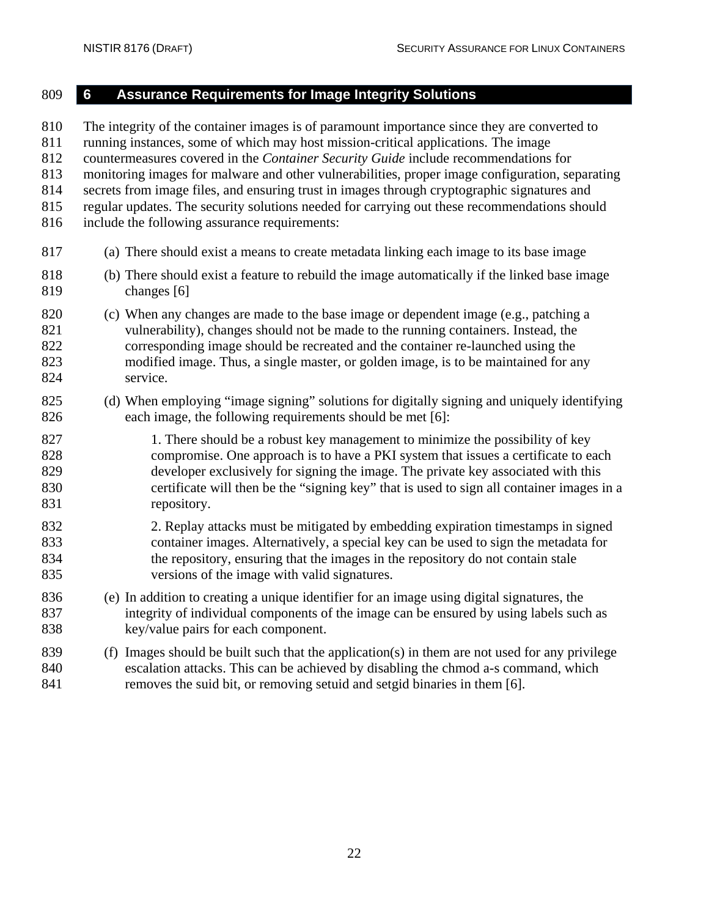# 6 Assurance Requirements for Image Integrity Solutions

The integrity of the container images is of paramount importance since they are converted to running instances, some of which may host mission-critical applications. The image countermeasures covered in the *Container Security Guide* include recommendations for monitoring images for malware and other vulnerabilities, proper image configuration, separating secrets from image files, and ensuring trust in images through cryptographic signatures and regular updates. The security solutions needed for carrying out these recommendations should include the following assurance requirements:

(a) There should exist a means to create metadata linking each image to its base image

(b) There should exist a feature to rebuild the image automatically if the linked base image changes [6]

(c) When any changes are made to the base image or dependent image (e.g., patching a vulnerability), changes should not be made to the running containers. Instead, the corresponding image should be recreated and the container re-launched using the modified image. Thus, a single master, or golden image, is to be maintained for any service.

(d) When employing "image signing" solutions for digitally signing and uniquely identifying each image, the following requirements should be met [6]:

1. There should be a robust key management to minimize the possibility of key compromise. One approach is to have a PKI system that issues a certificate to each developer exclusively for signing the image. The private key associated with this certificate will then be the "signing key" that is used to sign all container images in a repository.

2. Replay attacks must be mitigated by embedding expiration timestamps in signed container images. Alternatively, a special key can be used to sign the metadata for the repository, ensuring that the images in the repository do not contain stale versions of the image with valid signatures.

(e) In addition to creating a unique identifier for an image using digital signatures, the integrity of individual components of the image can be ensured by using labels such as key/value pairs for each component.

(f) Images should be built such that the application(s) in them are not used for any privilege escalation attacks. This can be achieved by disabling the chmod a-s command, which removes the suid bit, or removing setuid and setgid binaries in them [6].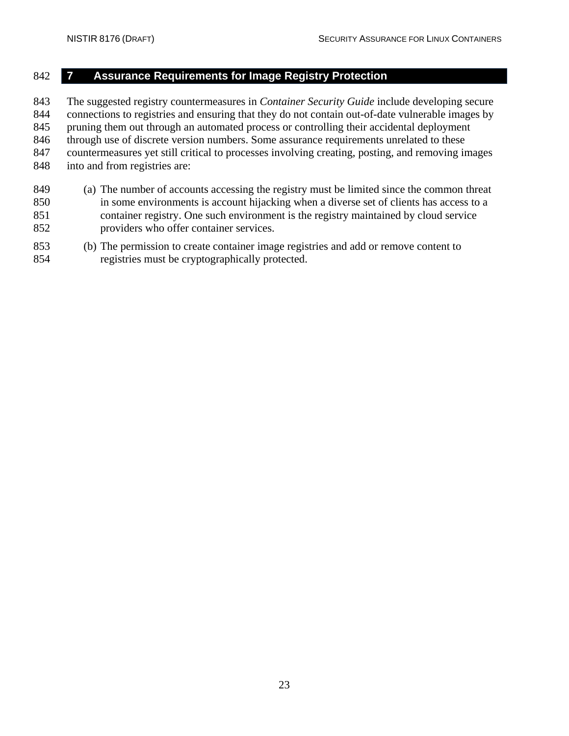# 7 Assurance Requirements for Image Registry Protection

The suggested registry countermeasures in *Container Security Guide* include developing secure connections to registries and ensuring that they do not contain out-of-date vulnerable images by pruning them out through an automated process or controlling their accidental deployment through use of discrete version numbers. Some assurance requirements unrelated to these countermeasures yet still critical to processes involving creating, posting, and removing images into and from registries are:

(a) The number of accounts accessing the registry must be limited since the common threat in some environments is account hijacking when a diverse set of clients has access to a container registry. One such environment is the registry maintained by cloud service providers who offer container services.

(b) The permission to create container image registries and add or remove content to registries must be cryptographically protected.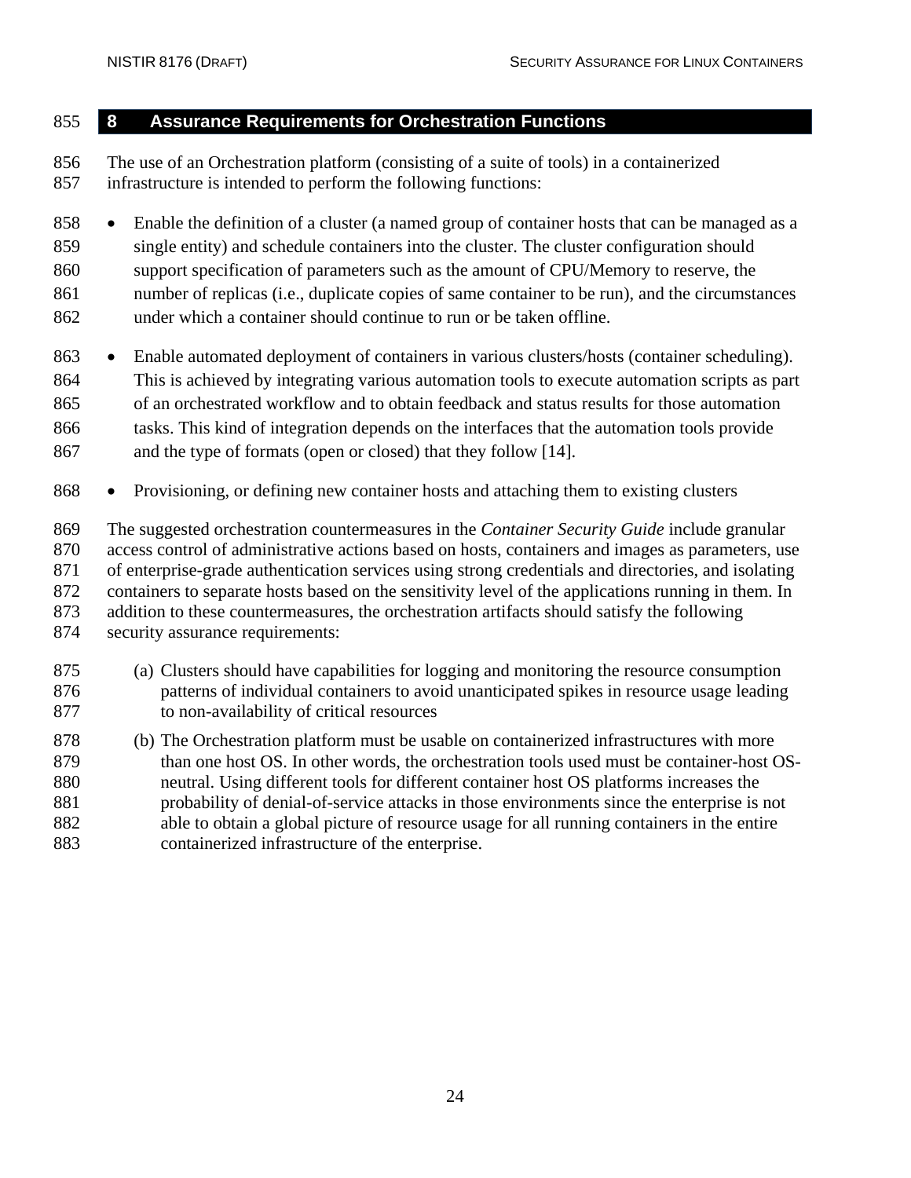# 8 Assurance Requirements for Orchestration Functions

The use of an Orchestration platform (consisting of a suite of tools) in a containerized infrastructure is intended to perform the following functions:

- Enable the definition of a cluster (a named group of container hosts that can be managed as a single entity) and schedule containers into the cluster. The cluster configuration should support specification of parameters such as the amount of CPU/Memory to reserve, the number of replicas (i.e., duplicate copies of same container to be run), and the circumstances under which a container should continue to run or be taken offline.
- Enable automated deployment of containers in various clusters/hosts (container scheduling). This is achieved by integrating various automation tools to execute automation scripts as part of an orchestrated workflow and to obtain feedback and status results for those automation tasks. This kind of integration depends on the interfaces that the automation tools provide and the type of formats (open or closed) that they follow [14].
- Provisioning, or defining new container hosts and attaching them to existing clusters

The suggested orchestration countermeasures in the *Container Security Guide* include granular access control of administrative actions based on hosts, containers and images as parameters, use of enterprise-grade authentication services using strong credentials and directories, and isolating containers to separate hosts based on the sensitivity level of the applications running in them. In addition to these countermeasures, the orchestration artifacts should satisfy the following security assurance requirements:

(a) Clusters should have capabilities for logging and monitoring the resource consumption patterns of individual containers to avoid unanticipated spikes in resource usage leading to non-availability of critical resources

(b) The Orchestration platform must be usable on containerized infrastructures with more than one host OS. In other words, the orchestration tools used must be container-host OS-neutral. Using different tools for different container host OS platforms increases the probability of denial-of-service attacks in those environments since the enterprise is not able to obtain a global picture of resource usage for all running containers in the entire containerized infrastructure of the enterprise.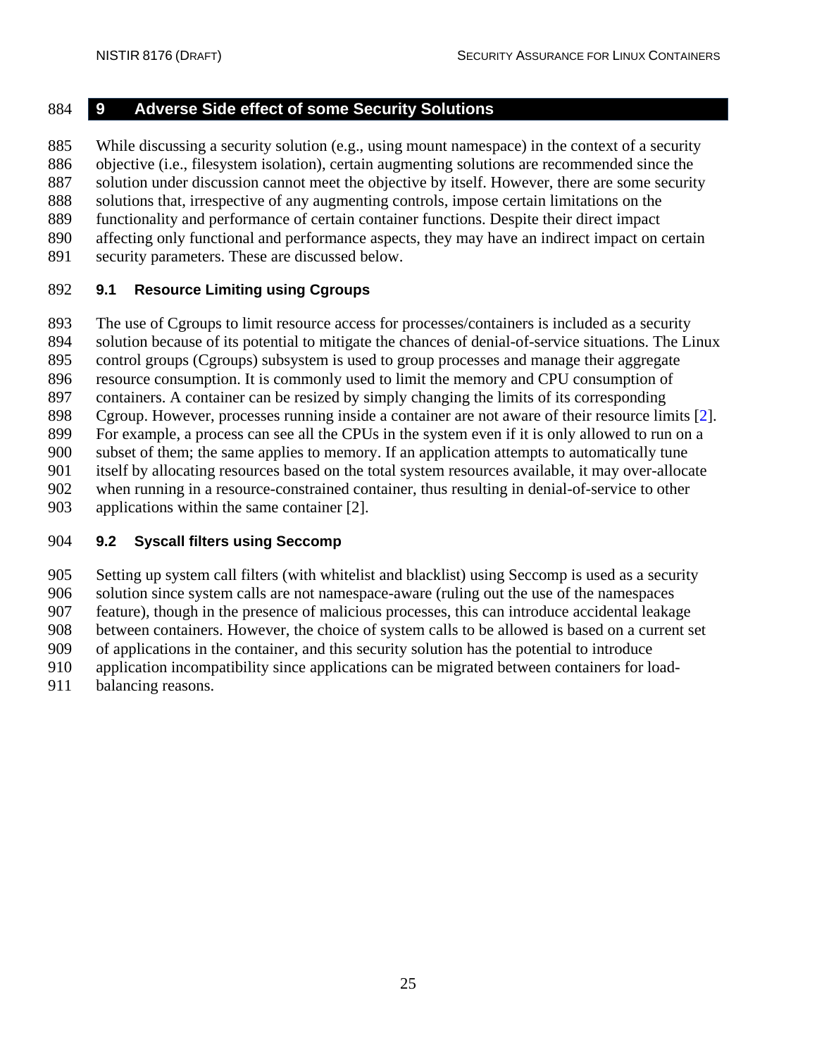# 9 Adverse Side effect of some Security Solutions

While discussing a security solution (e.g., using mount namespace) in the context of a security objective (i.e., filesystem isolation), certain augmenting solutions are recommended since the solution under discussion cannot meet the objective by itself. However, there are some security solutions that, irrespective of any augmenting controls, impose certain limitations on the functionality and performance of certain container functions. Despite their direct impact affecting only functional and performance aspects, they may have an indirect impact on certain security parameters. These are discussed below.

## 9.1 Resource Limiting using Cgroups

The use of Cgroups to limit resource access for processes/containers is included as a security solution because of its potential to mitigate the chances of denial-of-service situations. The Linux control groups (Cgroups) subsystem is used to group processes and manage their aggregate resource consumption. It is commonly used to limit the memory and CPU consumption of containers. A container can be resized by simply changing the limits of its corresponding Cgroup. However, processes running inside a container are not aware of their resource limits [2]. For example, a process can see all the CPUs in the system even if it is only allowed to run on a subset of them; the same applies to memory. If an application attempts to automatically tune itself by allocating resources based on the total system resources available, it may over-allocate when running in a resource-constrained container, thus resulting in denial-of-service to other applications within the same container [2].

## 9.2 Syscall filters using Seccomp

Setting up system call filters (with whitelist and blacklist) using Seccomp is used as a security solution since system calls are not namespace-aware (ruling out the use of the namespaces feature), though in the presence of malicious processes, this can introduce accidental leakage between containers. However, the choice of system calls to be allowed is based on a current set of applications in the container, and this security solution has the potential to introduce application incompatibility since applications can be migrated between containers for load-balancing reasons.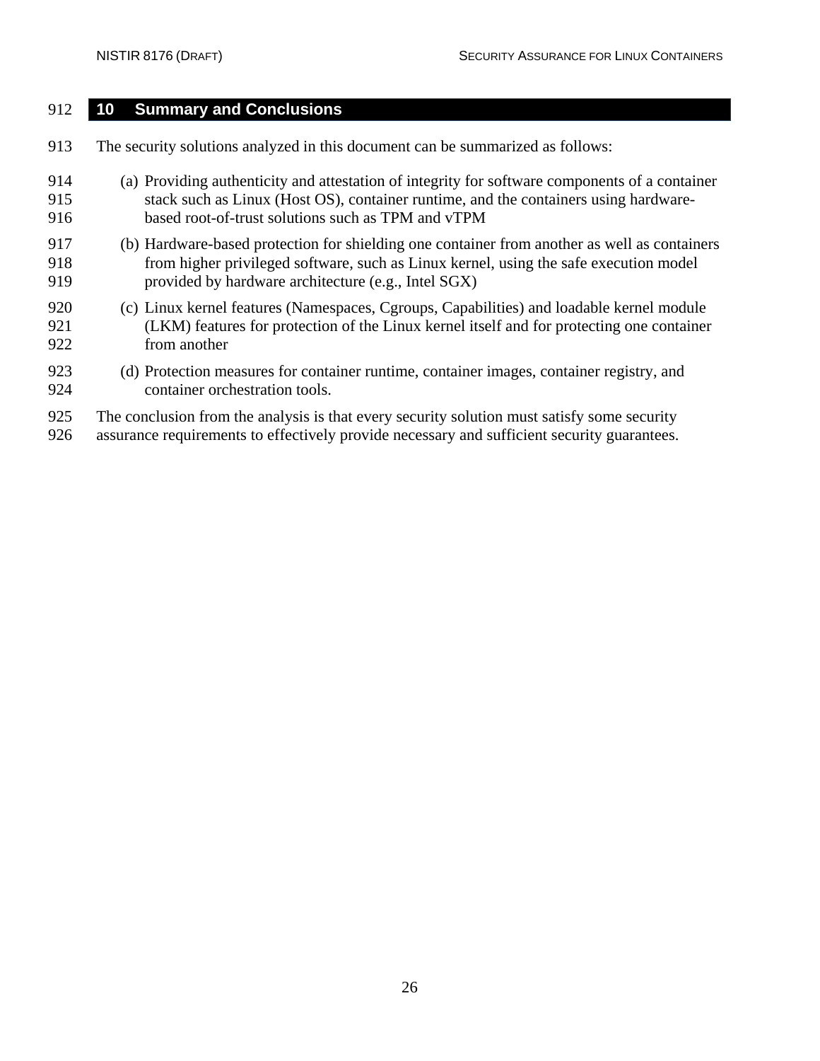# 10 Summary and Conclusions

The security solutions analyzed in this document can be summarized as follows:

(a) Providing authenticity and attestation of integrity for software components of a container stack such as Linux (Host OS), container runtime, and the containers using hardware-based root-of-trust solutions such as TPM and vTPM

(b) Hardware-based protection for shielding one container from another as well as containers from higher privileged software, such as Linux kernel, using the safe execution model provided by hardware architecture (e.g., Intel SGX)

(c) Linux kernel features (Namespaces, Cgroups, Capabilities) and loadable kernel module (LKM) features for protection of the Linux kernel itself and for protecting one container from another

(d) Protection measures for container runtime, container images, container registry, and container orchestration tools.

The conclusion from the analysis is that every security solution must satisfy some security assurance requirements to effectively provide necessary and sufficient security guarantees.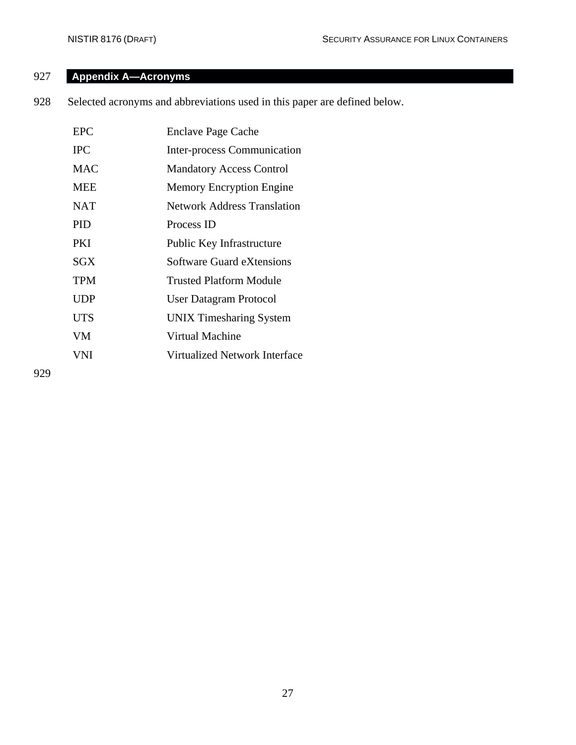# Appendix A—Acronyms

Selected acronyms and abbreviations used in this paper are defined below.

| | |
|---|---|
| EPC | Enclave Page Cache |
| IPC | Inter-process Communication |
| MAC | Mandatory Access Control |
| MEE | Memory Encryption Engine |
| NAT | Network Address Translation |
| PID | Process ID |
| PKI | Public Key Infrastructure |
| SGX | Software Guard eXtensions |
| TPM | Trusted Platform Module |
| UDP | User Datagram Protocol |
| UTS | UNIX Timesharing System |
| VM | Virtual Machine |
| VNI | Virtualized Network Interface |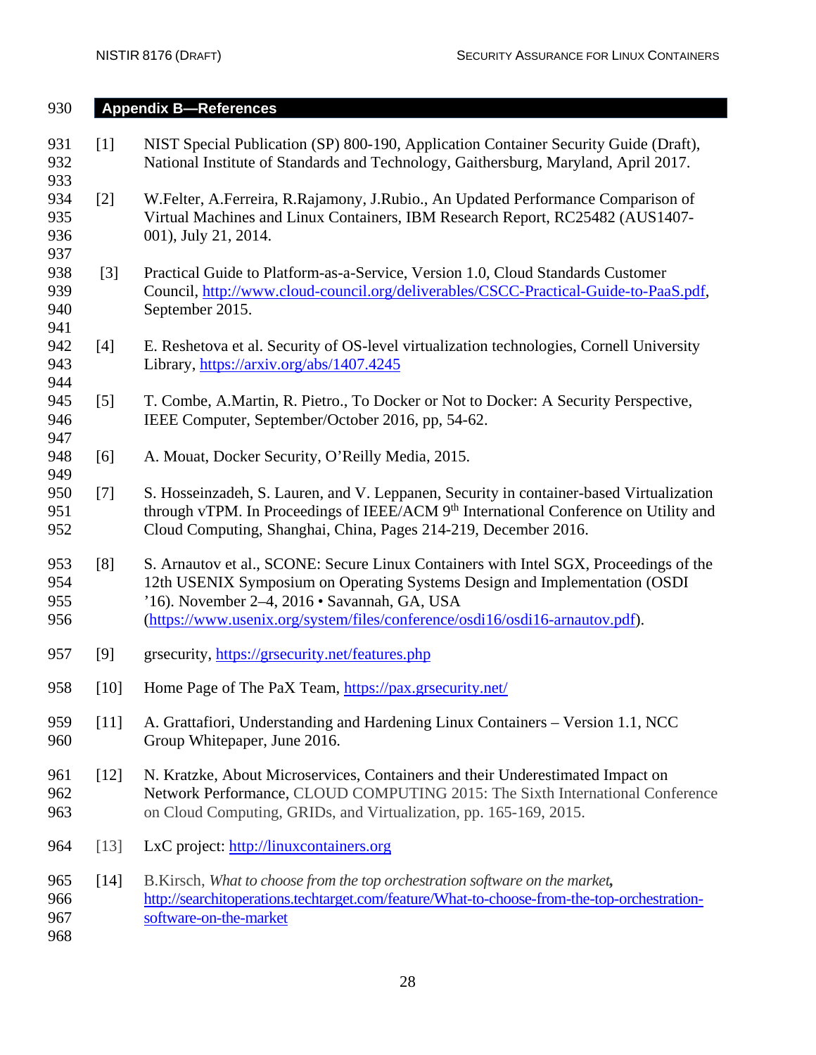## Appendix B—References

[1] NIST Special Publication (SP) 800-190, Application Container Security Guide (Draft), National Institute of Standards and Technology, Gaithersburg, Maryland, April 2017.

[2] W.Felter, A.Ferreira, R.Rajamony, J.Rubio., An Updated Performance Comparison of Virtual Machines and Linux Containers, IBM Research Report, RC25482 (AUS1407-001), July 21, 2014.

[3] Practical Guide to Platform-as-a-Service, Version 1.0, Cloud Standards Customer Council, http://www.cloud-council.org/deliverables/CSCC-Practical-Guide-to-PaaS.pdf, September 2015.

[4] E. Reshetova et al. Security of OS-level virtualization technologies, Cornell University Library, https://arxiv.org/abs/1407.4245

[5] T. Combe, A.Martin, R. Pietro., To Docker or Not to Docker: A Security Perspective, IEEE Computer, September/October 2016, pp, 54-62.

[6] A. Mouat, Docker Security, O'Reilly Media, 2015.

[7] S. Hosseinzadeh, S. Lauren, and V. Leppanen, Security in container-based Virtualization through vTPM. In Proceedings of IEEE/ACM 9th International Conference on Utility and Cloud Computing, Shanghai, China, Pages 214-219, December 2016.

[8] S. Arnautov et al., SCONE: Secure Linux Containers with Intel SGX, Proceedings of the 12th USENIX Symposium on Operating Systems Design and Implementation (OSDI '16). November 2–4, 2016 • Savannah, GA, USA (https://www.usenix.org/system/files/conference/osdi16/osdi16-arnautov.pdf).

[9] grsecurity, https://grsecurity.net/features.php

[10] Home Page of The PaX Team, https://pax.grsecurity.net/

[11] A. Grattafiori, Understanding and Hardening Linux Containers – Version 1.1, NCC Group Whitepaper, June 2016.

[12] N. Kratzke, About Microservices, Containers and their Underestimated Impact on Network Performance, CLOUD COMPUTING 2015: The Sixth International Conference on Cloud Computing, GRIDs, and Virtualization, pp. 165-169, 2015.

[13] LxC project: http://linuxcontainers.org

[14] B.Kirsch, *What to choose from the top orchestration software on the market*, http://searchitoperations.techtarget.com/feature/What-to-choose-from-the-top-orchestration-software-on-the-market